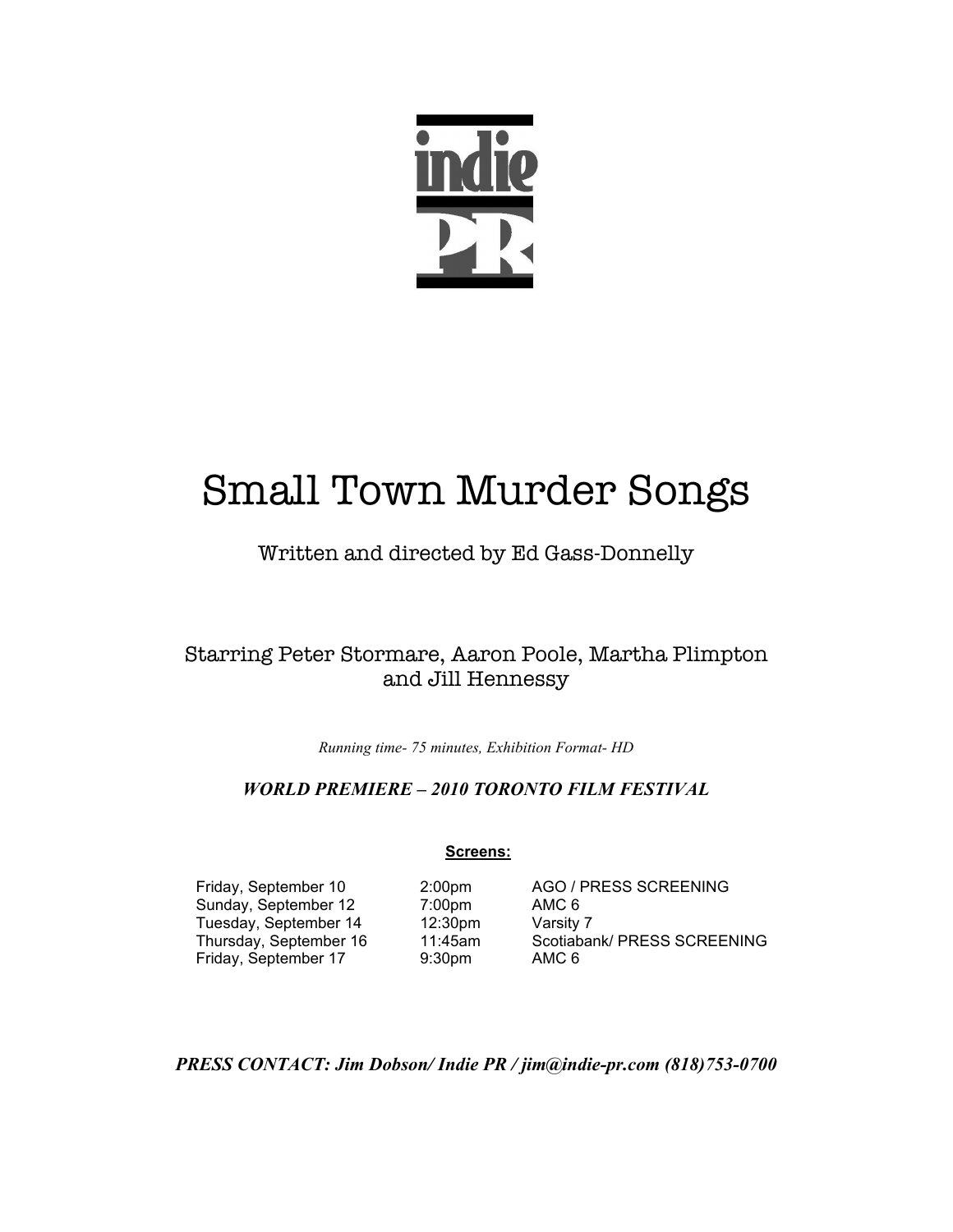indie PR

# Small Town Murder Songs

Written and directed by Ed Gass-Donnelly

Starring Peter Stormare, Aaron Poole, Martha Plimpton and Jill Hennessy

*Running time- 75 minutes, Exhibition Format- HD*

***WORLD PREMIERE – 2010 TORONTO FILM FESTIVAL***

**Screens:**

| | | |
|---|---|---|
| Friday, September 10 | 2:00pm | AGO / PRESS SCREENING |
| Sunday, September 12 | 7:00pm | AMC 6 |
| Tuesday, September 14 | 12:30pm | Varsity 7 |
| Thursday, September 16 | 11:45am | Scotiabank/ PRESS SCREENING |
| Friday, September 17 | 9:30pm | AMC 6 |

***PRESS CONTACT: Jim Dobson/ Indie PR / jim@indie-pr.com (818)753-0700***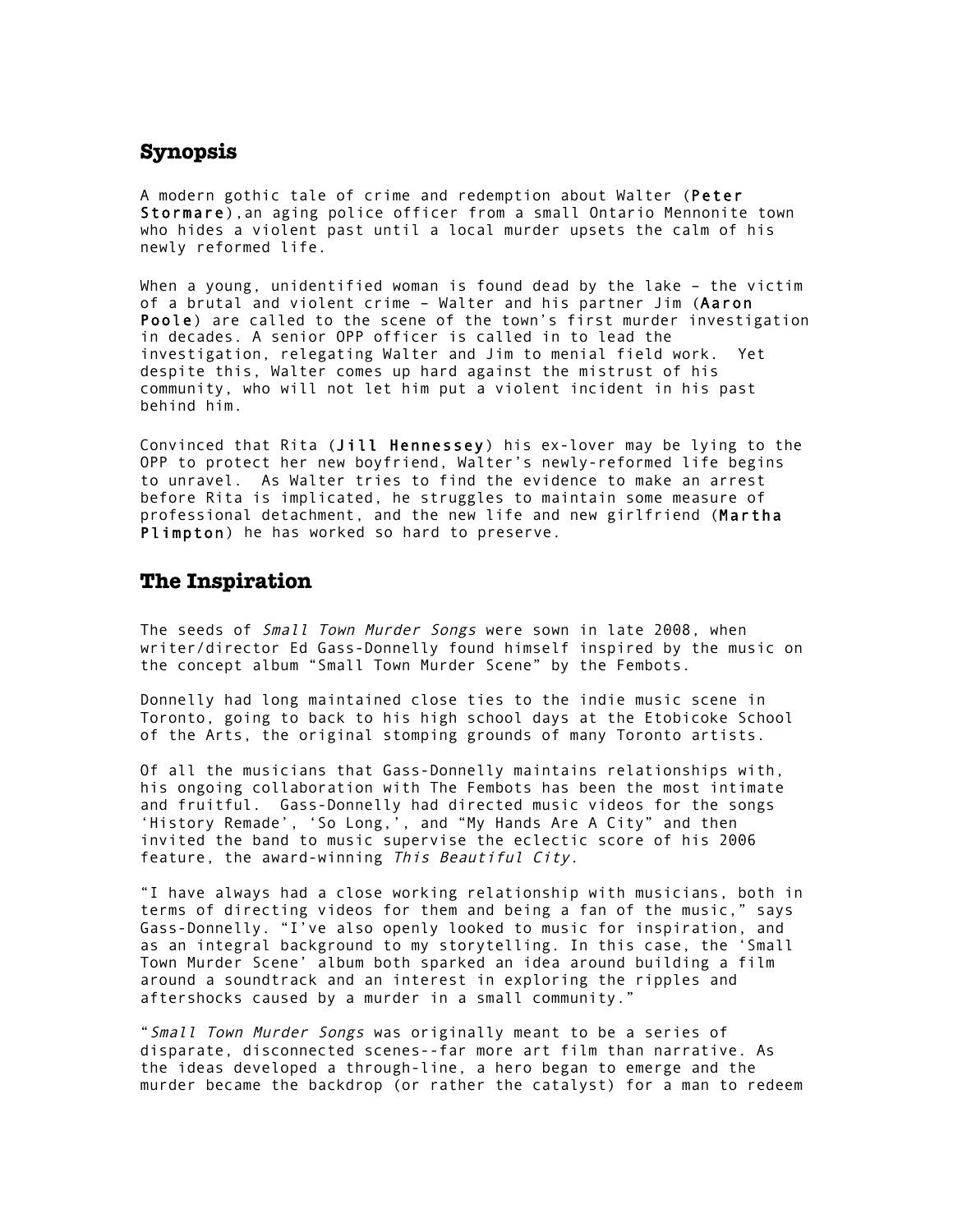## Synopsis

A modern gothic tale of crime and redemption about Walter (**Peter Stormare**),an aging police officer from a small Ontario Mennonite town who hides a violent past until a local murder upsets the calm of his newly reformed life.

When a young, unidentified woman is found dead by the lake – the victim of a brutal and violent crime – Walter and his partner Jim (**Aaron Poole**) are called to the scene of the town's first murder investigation in decades. A senior OPP officer is called in to lead the investigation, relegating Walter and Jim to menial field work. Yet despite this, Walter comes up hard against the mistrust of his community, who will not let him put a violent incident in his past behind him.

Convinced that Rita (**Jill Hennessey**) his ex-lover may be lying to the OPP to protect her new boyfriend, Walter's newly-reformed life begins to unravel. As Walter tries to find the evidence to make an arrest before Rita is implicated, he struggles to maintain some measure of professional detachment, and the new life and new girlfriend (**Martha Plimpton**) he has worked so hard to preserve.

## The Inspiration

The seeds of *Small Town Murder Songs* were sown in late 2008, when writer/director Ed Gass-Donnelly found himself inspired by the music on the concept album "Small Town Murder Scene" by the Fembots.

Donnelly had long maintained close ties to the indie music scene in Toronto, going to back to his high school days at the Etobicoke School of the Arts, the original stomping grounds of many Toronto artists.

Of all the musicians that Gass-Donnelly maintains relationships with, his ongoing collaboration with The Fembots has been the most intimate and fruitful. Gass-Donnelly had directed music videos for the songs 'History Remade', 'So Long,', and "My Hands Are A City" and then invited the band to music supervise the eclectic score of his 2006 feature, the award-winning *This Beautiful City.*

"I have always had a close working relationship with musicians, both in terms of directing videos for them and being a fan of the music," says Gass-Donnelly. "I've also openly looked to music for inspiration, and as an integral background to my storytelling. In this case, the 'Small Town Murder Scene' album both sparked an idea around building a film around a soundtrack and an interest in exploring the ripples and aftershocks caused by a murder in a small community."

"*Small Town Murder Songs* was originally meant to be a series of disparate, disconnected scenes--far more art film than narrative. As the ideas developed a through-line, a hero began to emerge and the murder became the backdrop (or rather the catalyst) for a man to redeem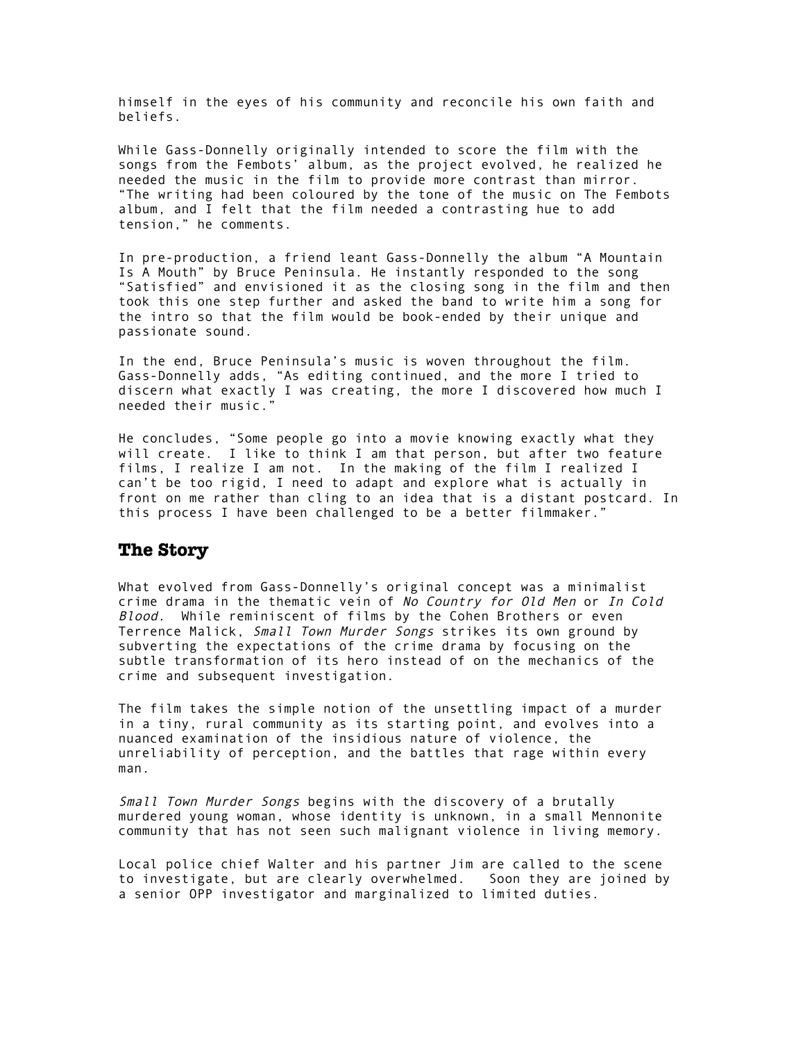himself in the eyes of his community and reconcile his own faith and beliefs.

While Gass-Donnelly originally intended to score the film with the songs from the Fembots' album, as the project evolved, he realized he needed the music in the film to provide more contrast than mirror. "The writing had been coloured by the tone of the music on The Fembots album, and I felt that the film needed a contrasting hue to add tension," he comments.

In pre-production, a friend leant Gass-Donnelly the album "A Mountain Is A Mouth" by Bruce Peninsula. He instantly responded to the song "Satisfied" and envisioned it as the closing song in the film and then took this one step further and asked the band to write him a song for the intro so that the film would be book-ended by their unique and passionate sound.

In the end, Bruce Peninsula's music is woven throughout the film. Gass-Donnelly adds, "As editing continued, and the more I tried to discern what exactly I was creating, the more I discovered how much I needed their music."

He concludes, "Some people go into a movie knowing exactly what they will create. I like to think I am that person, but after two feature films, I realize I am not. In the making of the film I realized I can't be too rigid, I need to adapt and explore what is actually in front on me rather than cling to an idea that is a distant postcard. In this process I have been challenged to be a better filmmaker."

## The Story

What evolved from Gass-Donnelly's original concept was a minimalist crime drama in the thematic vein of *No Country for Old Men* or *In Cold Blood*. While reminiscent of films by the Cohen Brothers or even Terrence Malick, *Small Town Murder Songs* strikes its own ground by subverting the expectations of the crime drama by focusing on the subtle transformation of its hero instead of on the mechanics of the crime and subsequent investigation.

The film takes the simple notion of the unsettling impact of a murder in a tiny, rural community as its starting point, and evolves into a nuanced examination of the insidious nature of violence, the unreliability of perception, and the battles that rage within every man.

*Small Town Murder Songs* begins with the discovery of a brutally murdered young woman, whose identity is unknown, in a small Mennonite community that has not seen such malignant violence in living memory.

Local police chief Walter and his partner Jim are called to the scene to investigate, but are clearly overwhelmed. Soon they are joined by a senior OPP investigator and marginalized to limited duties.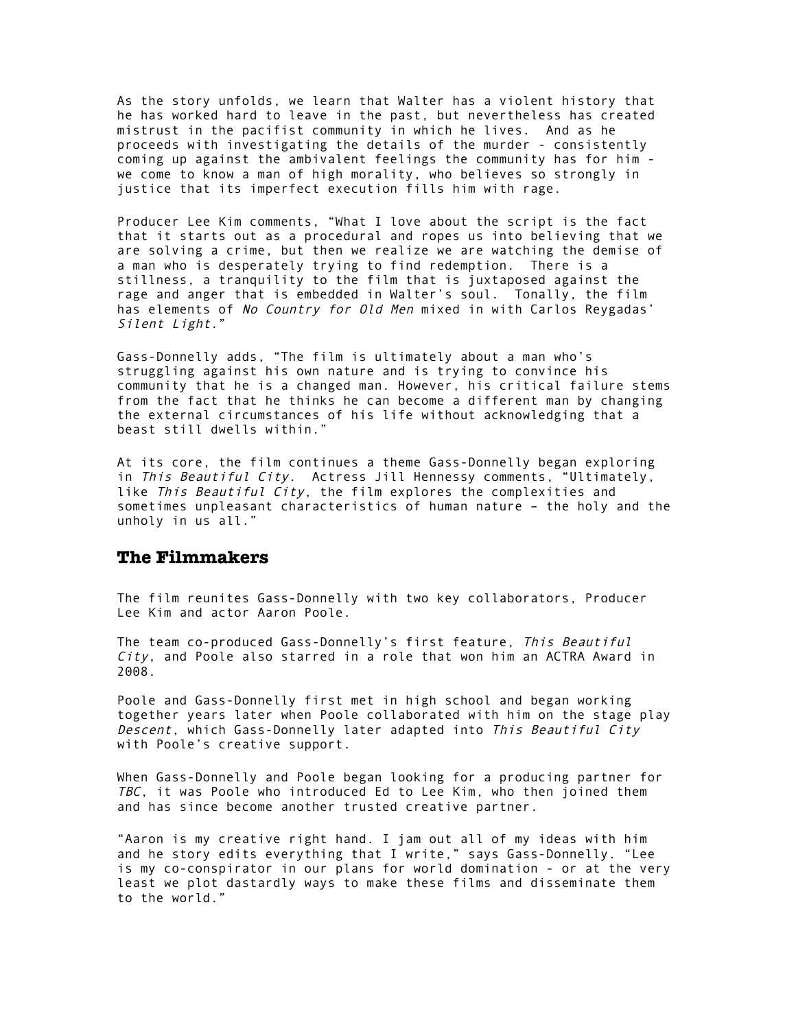As the story unfolds, we learn that Walter has a violent history that he has worked hard to leave in the past, but nevertheless has created mistrust in the pacifist community in which he lives. And as he proceeds with investigating the details of the murder - consistently coming up against the ambivalent feelings the community has for him - we come to know a man of high morality, who believes so strongly in justice that its imperfect execution fills him with rage.

Producer Lee Kim comments, "What I love about the script is the fact that it starts out as a procedural and ropes us into believing that we are solving a crime, but then we realize we are watching the demise of a man who is desperately trying to find redemption. There is a stillness, a tranquility to the film that is juxtaposed against the rage and anger that is embedded in Walter's soul. Tonally, the film has elements of *No Country for Old Men* mixed in with Carlos Reygadas' *Silent Light*."

Gass-Donnelly adds, "The film is ultimately about a man who's struggling against his own nature and is trying to convince his community that he is a changed man. However, his critical failure stems from the fact that he thinks he can become a different man by changing the external circumstances of his life without acknowledging that a beast still dwells within."

At its core, the film continues a theme Gass-Donnelly began exploring in *This Beautiful City*. Actress Jill Hennessy comments, "Ultimately, like *This Beautiful City*, the film explores the complexities and sometimes unpleasant characteristics of human nature – the holy and the unholy in us all."

## The Filmmakers

The film reunites Gass-Donnelly with two key collaborators, Producer Lee Kim and actor Aaron Poole.

The team co-produced Gass-Donnelly's first feature, *This Beautiful City*, and Poole also starred in a role that won him an ACTRA Award in 2008.

Poole and Gass-Donnelly first met in high school and began working together years later when Poole collaborated with him on the stage play *Descent*, which Gass-Donnelly later adapted into *This Beautiful City* with Poole's creative support.

When Gass-Donnelly and Poole began looking for a producing partner for *TBC*, it was Poole who introduced Ed to Lee Kim, who then joined them and has since become another trusted creative partner.

"Aaron is my creative right hand. I jam out all of my ideas with him and he story edits everything that I write," says Gass-Donnelly. "Lee is my co-conspirator in our plans for world domination - or at the very least we plot dastardly ways to make these films and disseminate them to the world."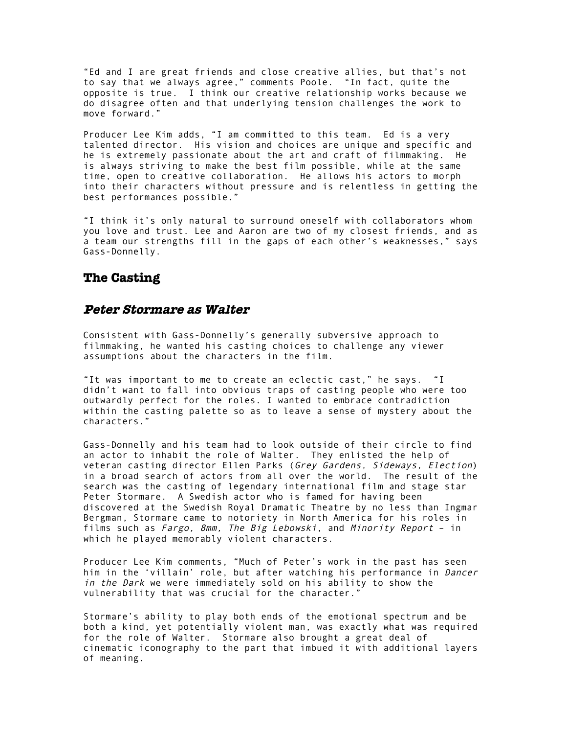"Ed and I are great friends and close creative allies, but that's not to say that we always agree," comments Poole. "In fact, quite the opposite is true. I think our creative relationship works because we do disagree often and that underlying tension challenges the work to move forward."

Producer Lee Kim adds, "I am committed to this team. Ed is a very talented director. His vision and choices are unique and specific and he is extremely passionate about the art and craft of filmmaking. He is always striving to make the best film possible, while at the same time, open to creative collaboration. He allows his actors to morph into their characters without pressure and is relentless in getting the best performances possible."

"I think it's only natural to surround oneself with collaborators whom you love and trust. Lee and Aaron are two of my closest friends, and as a team our strengths fill in the gaps of each other's weaknesses," says Gass-Donnelly.

## The Casting

### *Peter Stormare as Walter*

Consistent with Gass-Donnelly's generally subversive approach to filmmaking, he wanted his casting choices to challenge any viewer assumptions about the characters in the film.

"It was important to me to create an eclectic cast," he says. "I didn't want to fall into obvious traps of casting people who were too outwardly perfect for the roles. I wanted to embrace contradiction within the casting palette so as to leave a sense of mystery about the characters."

Gass-Donnelly and his team had to look outside of their circle to find an actor to inhabit the role of Walter. They enlisted the help of veteran casting director Ellen Parks (*Grey Gardens, Sideways, Election*) in a broad search of actors from all over the world. The result of the search was the casting of legendary international film and stage star Peter Stormare. A Swedish actor who is famed for having been discovered at the Swedish Royal Dramatic Theatre by no less than Ingmar Bergman, Stormare came to notoriety in North America for his roles in films such as *Fargo, 8mm, The Big Lebowski*, and *Minority Report* – in which he played memorably violent characters.

Producer Lee Kim comments, "Much of Peter's work in the past has seen him in the 'villain' role, but after watching his performance in *Dancer in the Dark* we were immediately sold on his ability to show the vulnerability that was crucial for the character."

Stormare's ability to play both ends of the emotional spectrum and be both a kind, yet potentially violent man, was exactly what was required for the role of Walter. Stormare also brought a great deal of cinematic iconography to the part that imbued it with additional layers of meaning.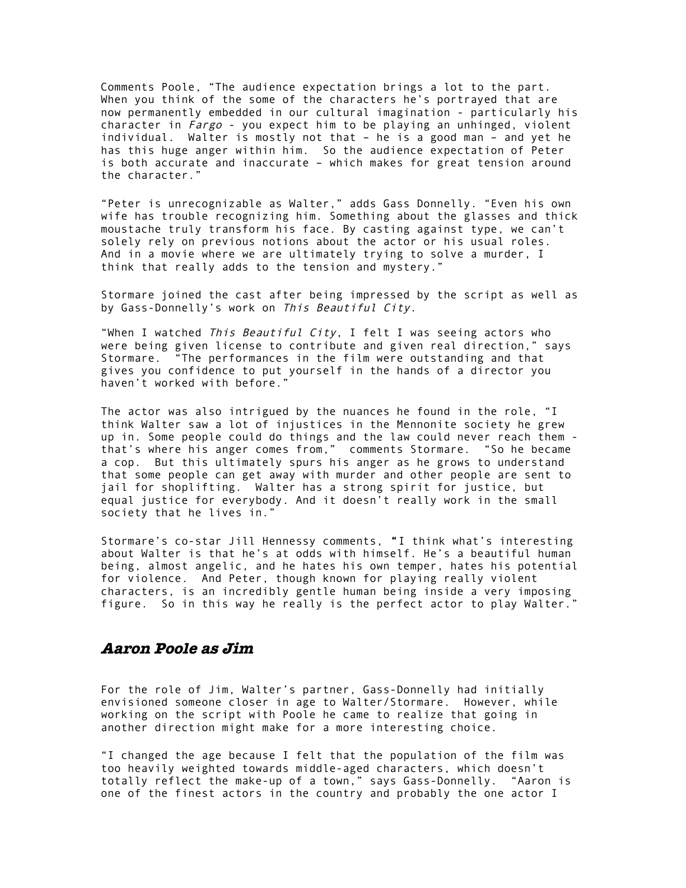Comments Poole, “The audience expectation brings a lot to the part. When you think of the some of the characters he’s portrayed that are now permanently embedded in our cultural imagination - particularly his character in *Fargo* - you expect him to be playing an unhinged, violent individual. Walter is mostly not that – he is a good man – and yet he has this huge anger within him. So the audience expectation of Peter is both accurate and inaccurate – which makes for great tension around the character.”

“Peter is unrecognizable as Walter,” adds Gass Donnelly. “Even his own wife has trouble recognizing him. Something about the glasses and thick moustache truly transform his face. By casting against type, we can’t solely rely on previous notions about the actor or his usual roles. And in a movie where we are ultimately trying to solve a murder, I think that really adds to the tension and mystery.”

Stormare joined the cast after being impressed by the script as well as by Gass-Donnelly’s work on *This Beautiful City*.

“When I watched *This Beautiful City*, I felt I was seeing actors who were being given license to contribute and given real direction,” says Stormare. “The performances in the film were outstanding and that gives you confidence to put yourself in the hands of a director you haven’t worked with before.”

The actor was also intrigued by the nuances he found in the role, “I think Walter saw a lot of injustices in the Mennonite society he grew up in. Some people could do things and the law could never reach them - that’s where his anger comes from,” comments Stormare. “So he became a cop. But this ultimately spurs his anger as he grows to understand that some people can get away with murder and other people are sent to jail for shoplifting. Walter has a strong spirit for justice, but equal justice for everybody. And it doesn’t really work in the small society that he lives in.”

Stormare’s co-star Jill Hennessy comments, **“**I think what’s interesting about Walter is that he’s at odds with himself. He’s a beautiful human being, almost angelic, and he hates his own temper, hates his potential for violence. And Peter, though known for playing really violent characters, is an incredibly gentle human being inside a very imposing figure. So in this way he really is the perfect actor to play Walter.”

## *Aaron Poole as Jim*

For the role of Jim, Walter’s partner, Gass-Donnelly had initially envisioned someone closer in age to Walter/Stormare. However, while working on the script with Poole he came to realize that going in another direction might make for a more interesting choice.

“I changed the age because I felt that the population of the film was too heavily weighted towards middle-aged characters, which doesn’t totally reflect the make-up of a town,” says Gass-Donnelly. “Aaron is one of the finest actors in the country and probably the one actor I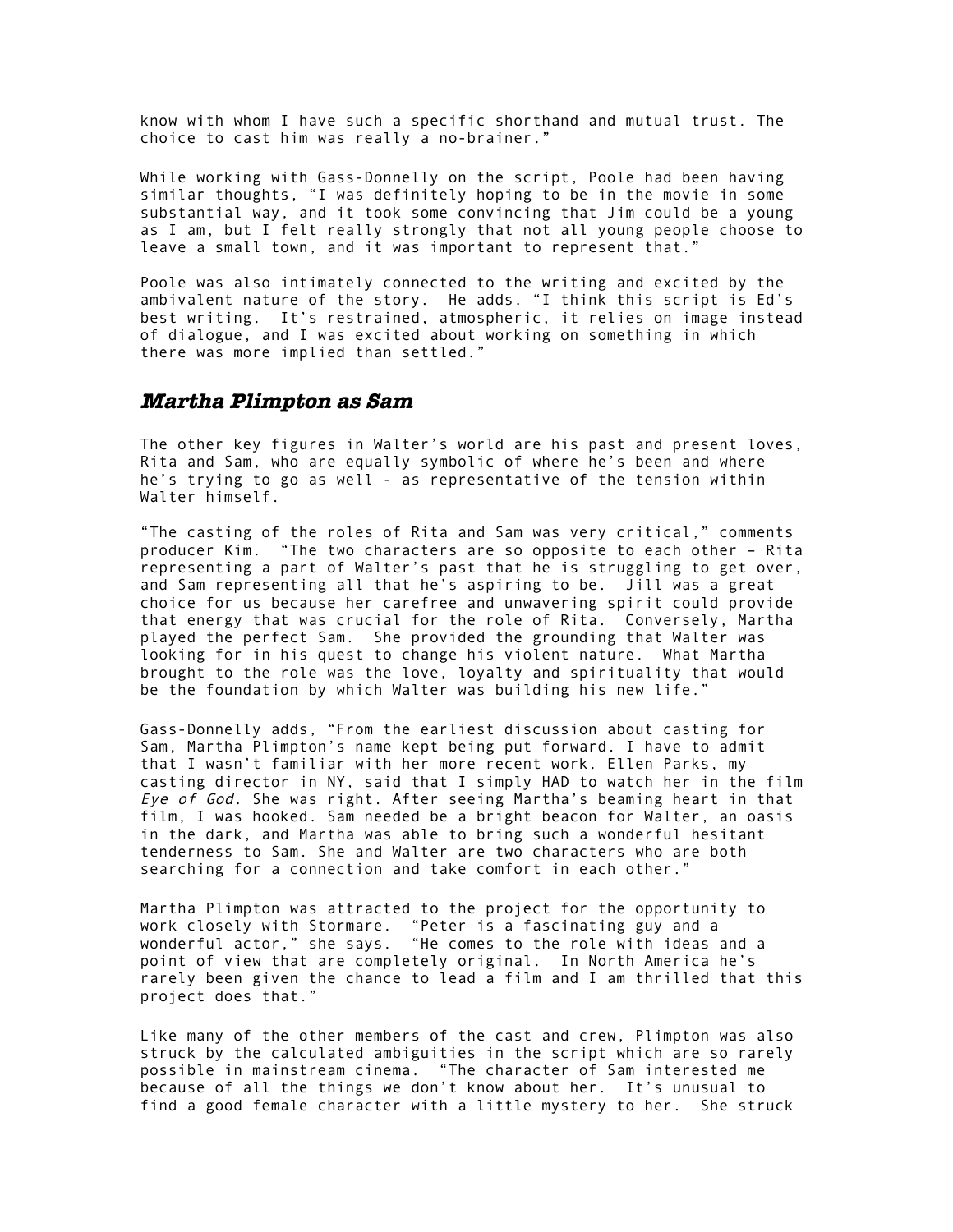know with whom I have such a specific shorthand and mutual trust. The choice to cast him was really a no-brainer."

While working with Gass-Donnelly on the script, Poole had been having similar thoughts, "I was definitely hoping to be in the movie in some substantial way, and it took some convincing that Jim could be a young as I am, but I felt really strongly that not all young people choose to leave a small town, and it was important to represent that."

Poole was also intimately connected to the writing and excited by the ambivalent nature of the story. He adds. "I think this script is Ed's best writing. It's restrained, atmospheric, it relies on image instead of dialogue, and I was excited about working on something in which there was more implied than settled."

## *Martha Plimpton as Sam*

The other key figures in Walter's world are his past and present loves, Rita and Sam, who are equally symbolic of where he's been and where he's trying to go as well - as representative of the tension within Walter himself.

"The casting of the roles of Rita and Sam was very critical," comments producer Kim. "The two characters are so opposite to each other – Rita representing a part of Walter's past that he is struggling to get over, and Sam representing all that he's aspiring to be. Jill was a great choice for us because her carefree and unwavering spirit could provide that energy that was crucial for the role of Rita. Conversely, Martha played the perfect Sam. She provided the grounding that Walter was looking for in his quest to change his violent nature. What Martha brought to the role was the love, loyalty and spirituality that would be the foundation by which Walter was building his new life."

Gass-Donnelly adds, "From the earliest discussion about casting for Sam, Martha Plimpton's name kept being put forward. I have to admit that I wasn't familiar with her more recent work. Ellen Parks, my casting director in NY, said that I simply HAD to watch her in the film *Eye of God*. She was right. After seeing Martha's beaming heart in that film, I was hooked. Sam needed be a bright beacon for Walter, an oasis in the dark, and Martha was able to bring such a wonderful hesitant tenderness to Sam. She and Walter are two characters who are both searching for a connection and take comfort in each other."

Martha Plimpton was attracted to the project for the opportunity to work closely with Stormare. "Peter is a fascinating guy and a wonderful actor," she says. "He comes to the role with ideas and a point of view that are completely original. In North America he's rarely been given the chance to lead a film and I am thrilled that this project does that."

Like many of the other members of the cast and crew, Plimpton was also struck by the calculated ambiguities in the script which are so rarely possible in mainstream cinema. "The character of Sam interested me because of all the things we don't know about her. It's unusual to find a good female character with a little mystery to her. She struck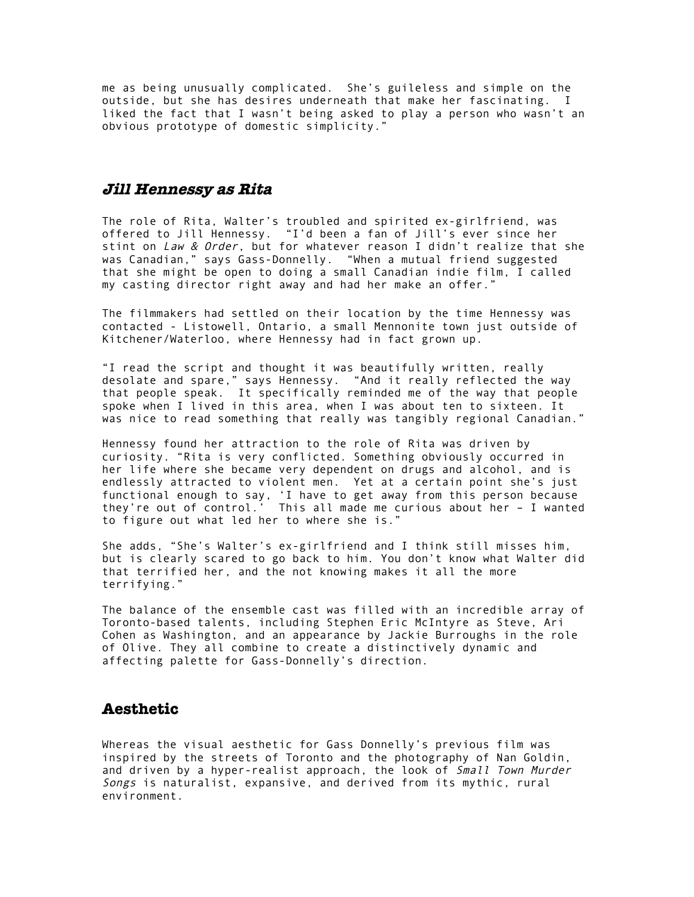me as being unusually complicated. She's guileless and simple on the outside, but she has desires underneath that make her fascinating. I liked the fact that I wasn't being asked to play a person who wasn't an obvious prototype of domestic simplicity."

## *Jill Hennessy as Rita*

The role of Rita, Walter's troubled and spirited ex-girlfriend, was offered to Jill Hennessy. "I'd been a fan of Jill's ever since her stint on *Law & Order*, but for whatever reason I didn't realize that she was Canadian," says Gass-Donnelly. "When a mutual friend suggested that she might be open to doing a small Canadian indie film, I called my casting director right away and had her make an offer."

The filmmakers had settled on their location by the time Hennessy was contacted - Listowell, Ontario, a small Mennonite town just outside of Kitchener/Waterloo, where Hennessy had in fact grown up.

"I read the script and thought it was beautifully written, really desolate and spare," says Hennessy. "And it really reflected the way that people speak. It specifically reminded me of the way that people spoke when I lived in this area, when I was about ten to sixteen. It was nice to read something that really was tangibly regional Canadian."

Hennessy found her attraction to the role of Rita was driven by curiosity. "Rita is very conflicted. Something obviously occurred in her life where she became very dependent on drugs and alcohol, and is endlessly attracted to violent men. Yet at a certain point she's just functional enough to say, 'I have to get away from this person because they're out of control.' This all made me curious about her – I wanted to figure out what led her to where she is."

She adds, "She's Walter's ex-girlfriend and I think still misses him, but is clearly scared to go back to him. You don't know what Walter did that terrified her, and the not knowing makes it all the more terrifying."

The balance of the ensemble cast was filled with an incredible array of Toronto-based talents, including Stephen Eric McIntyre as Steve, Ari Cohen as Washington, and an appearance by Jackie Burroughs in the role of Olive. They all combine to create a distinctively dynamic and affecting palette for Gass-Donnelly's direction.

## Aesthetic

Whereas the visual aesthetic for Gass Donnelly's previous film was inspired by the streets of Toronto and the photography of Nan Goldin, and driven by a hyper-realist approach, the look of *Small Town Murder Songs* is naturalist, expansive, and derived from its mythic, rural environment.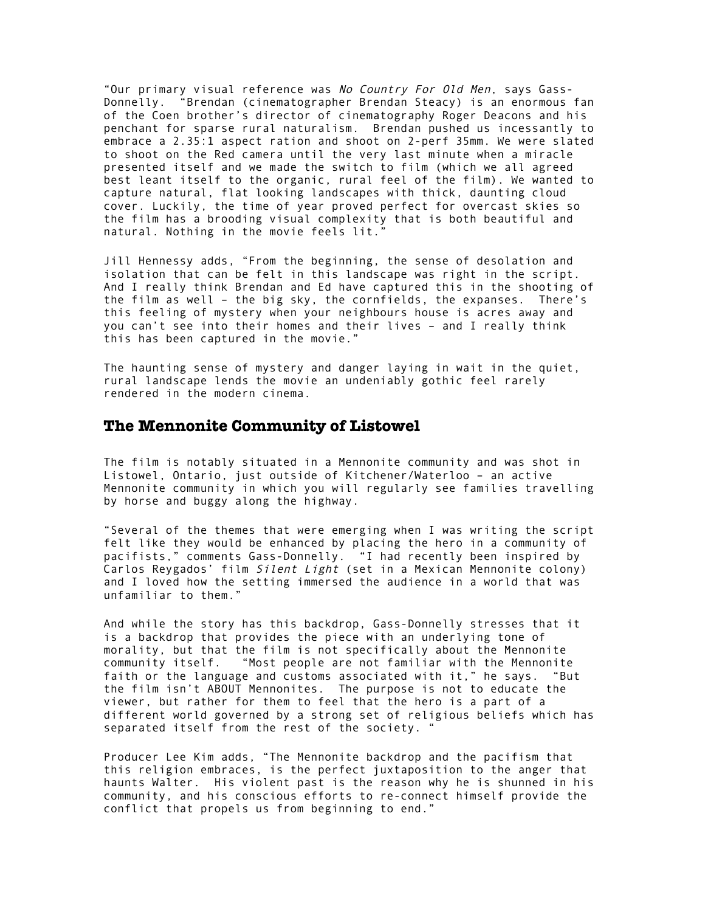"Our primary visual reference was *No Country For Old Men*, says Gass-Donnelly. "Brendan (cinematographer Brendan Steacy) is an enormous fan of the Coen brother's director of cinematography Roger Deacons and his penchant for sparse rural naturalism. Brendan pushed us incessantly to embrace a 2.35:1 aspect ration and shoot on 2-perf 35mm. We were slated to shoot on the Red camera until the very last minute when a miracle presented itself and we made the switch to film (which we all agreed best leant itself to the organic, rural feel of the film). We wanted to capture natural, flat looking landscapes with thick, daunting cloud cover. Luckily, the time of year proved perfect for overcast skies so the film has a brooding visual complexity that is both beautiful and natural. Nothing in the movie feels lit."

Jill Hennessy adds, "From the beginning, the sense of desolation and isolation that can be felt in this landscape was right in the script. And I really think Brendan and Ed have captured this in the shooting of the film as well – the big sky, the cornfields, the expanses. There's this feeling of mystery when your neighbours house is acres away and you can't see into their homes and their lives – and I really think this has been captured in the movie."

The haunting sense of mystery and danger laying in wait in the quiet, rural landscape lends the movie an undeniably gothic feel rarely rendered in the modern cinema.

## The Mennonite Community of Listowel

The film is notably situated in a Mennonite community and was shot in Listowel, Ontario, just outside of Kitchener/Waterloo – an active Mennonite community in which you will regularly see families travelling by horse and buggy along the highway.

"Several of the themes that were emerging when I was writing the script felt like they would be enhanced by placing the hero in a community of pacifists," comments Gass-Donnelly. "I had recently been inspired by Carlos Reygados' film *Silent Light* (set in a Mexican Mennonite colony) and I loved how the setting immersed the audience in a world that was unfamiliar to them."

And while the story has this backdrop, Gass-Donnelly stresses that it is a backdrop that provides the piece with an underlying tone of morality, but that the film is not specifically about the Mennonite community itself. "Most people are not familiar with the Mennonite faith or the language and customs associated with it," he says. "But the film isn't ABOUT Mennonites. The purpose is not to educate the viewer, but rather for them to feel that the hero is a part of a different world governed by a strong set of religious beliefs which has separated itself from the rest of the society. "

Producer Lee Kim adds, "The Mennonite backdrop and the pacifism that this religion embraces, is the perfect juxtaposition to the anger that haunts Walter. His violent past is the reason why he is shunned in his community, and his conscious efforts to re-connect himself provide the conflict that propels us from beginning to end."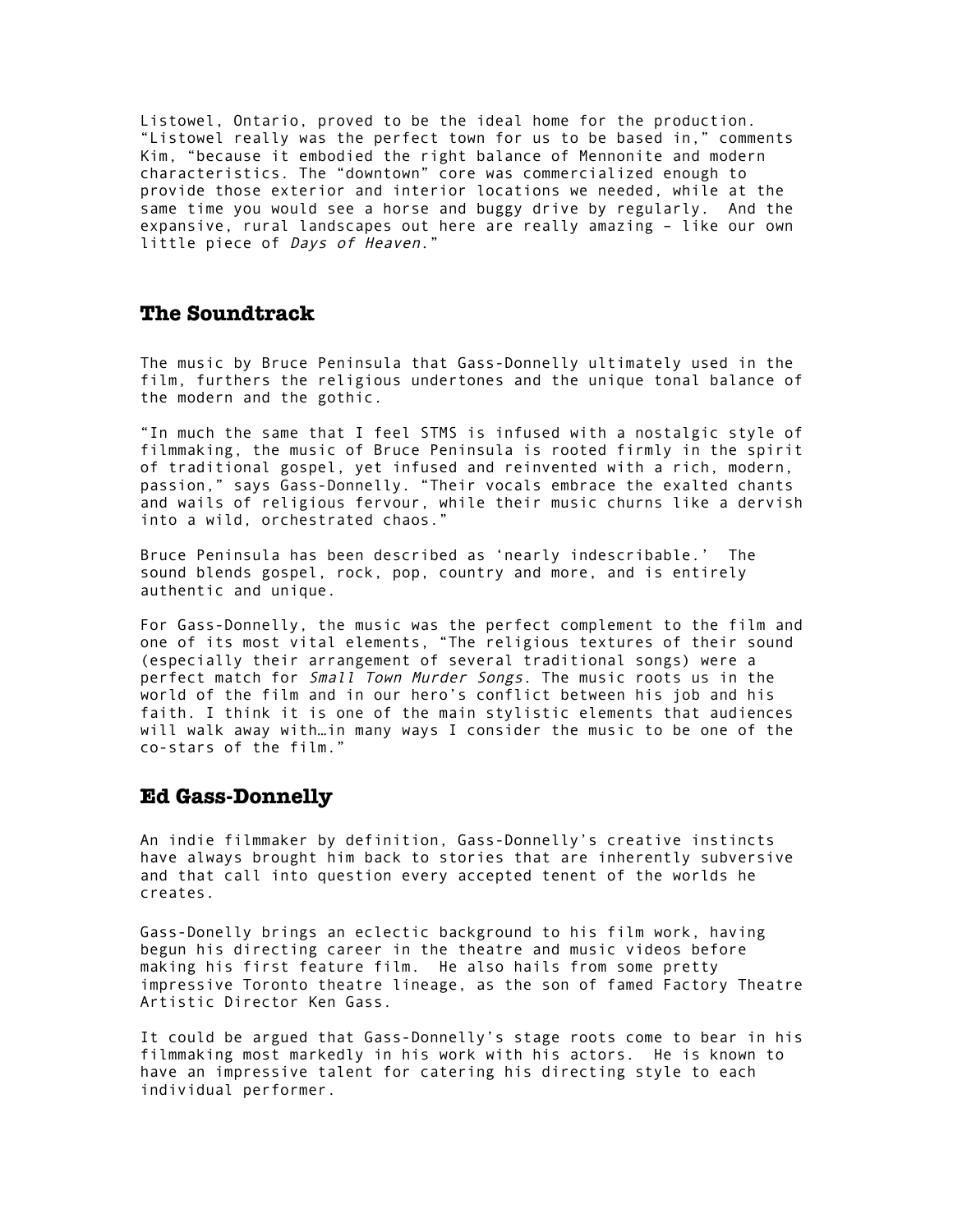Listowel, Ontario, proved to be the ideal home for the production. "Listowel really was the perfect town for us to be based in," comments Kim, "because it embodied the right balance of Mennonite and modern characteristics. The "downtown" core was commercialized enough to provide those exterior and interior locations we needed, while at the same time you would see a horse and buggy drive by regularly. And the expansive, rural landscapes out here are really amazing – like our own little piece of *Days of Heaven*."

## The Soundtrack

The music by Bruce Peninsula that Gass-Donnelly ultimately used in the film, furthers the religious undertones and the unique tonal balance of the modern and the gothic.

"In much the same that I feel STMS is infused with a nostalgic style of filmmaking, the music of Bruce Peninsula is rooted firmly in the spirit of traditional gospel, yet infused and reinvented with a rich, modern, passion," says Gass-Donnelly. "Their vocals embrace the exalted chants and wails of religious fervour, while their music churns like a dervish into a wild, orchestrated chaos."

Bruce Peninsula has been described as 'nearly indescribable.' The sound blends gospel, rock, pop, country and more, and is entirely authentic and unique.

For Gass-Donnelly, the music was the perfect complement to the film and one of its most vital elements, "The religious textures of their sound (especially their arrangement of several traditional songs) were a perfect match for *Small Town Murder Songs*. The music roots us in the world of the film and in our hero's conflict between his job and his faith. I think it is one of the main stylistic elements that audiences will walk away with…in many ways I consider the music to be one of the co-stars of the film."

## Ed Gass-Donnelly

An indie filmmaker by definition, Gass-Donnelly's creative instincts have always brought him back to stories that are inherently subversive and that call into question every accepted tenent of the worlds he creates.

Gass-Donelly brings an eclectic background to his film work, having begun his directing career in the theatre and music videos before making his first feature film. He also hails from some pretty impressive Toronto theatre lineage, as the son of famed Factory Theatre Artistic Director Ken Gass.

It could be argued that Gass-Donnelly's stage roots come to bear in his filmmaking most markedly in his work with his actors. He is known to have an impressive talent for catering his directing style to each individual performer.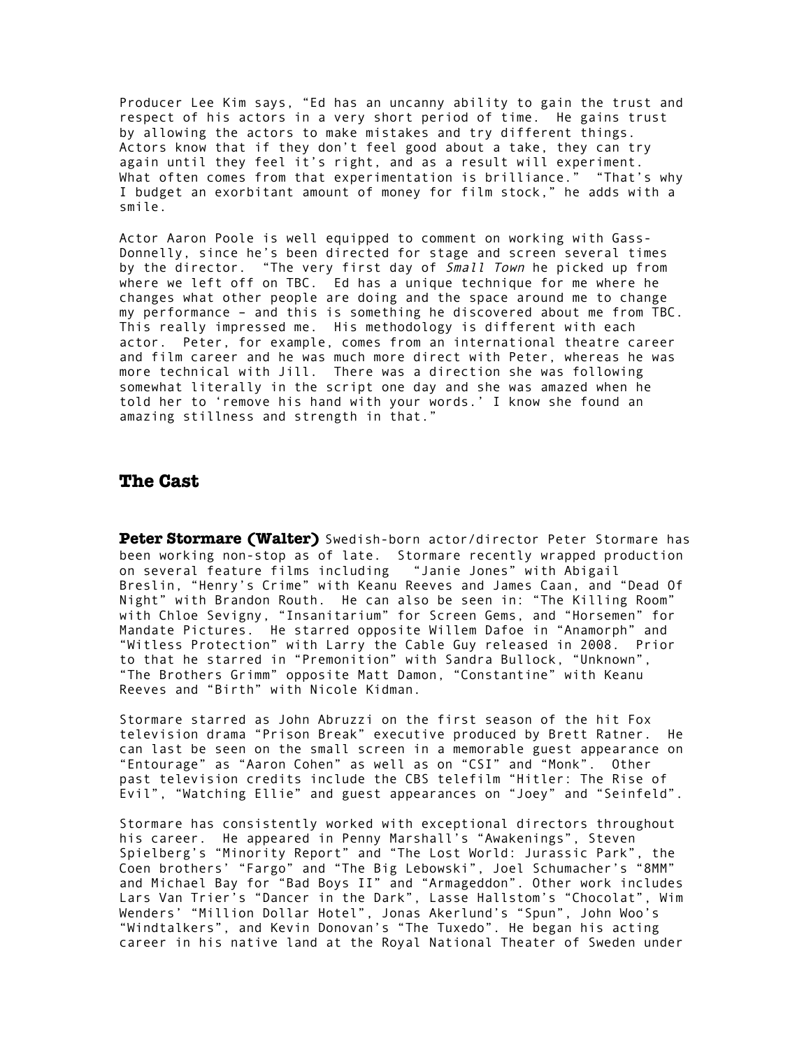Producer Lee Kim says, "Ed has an uncanny ability to gain the trust and respect of his actors in a very short period of time. He gains trust by allowing the actors to make mistakes and try different things. Actors know that if they don't feel good about a take, they can try again until they feel it's right, and as a result will experiment. What often comes from that experimentation is brilliance." "That's why I budget an exorbitant amount of money for film stock," he adds with a smile.

Actor Aaron Poole is well equipped to comment on working with Gass-Donnelly, since he's been directed for stage and screen several times by the director. "The very first day of *Small Town* he picked up from where we left off on TBC. Ed has a unique technique for me where he changes what other people are doing and the space around me to change my performance – and this is something he discovered about me from TBC. This really impressed me. His methodology is different with each actor. Peter, for example, comes from an international theatre career and film career and he was much more direct with Peter, whereas he was more technical with Jill. There was a direction she was following somewhat literally in the script one day and she was amazed when he told her to 'remove his hand with your words.' I know she found an amazing stillness and strength in that."

## The Cast

**Peter Stormare (Walter)** Swedish-born actor/director Peter Stormare has been working non-stop as of late. Stormare recently wrapped production on several feature films including "Janie Jones" with Abigail Breslin, "Henry's Crime" with Keanu Reeves and James Caan, and "Dead Of Night" with Brandon Routh. He can also be seen in: "The Killing Room" with Chloe Sevigny, "Insanitarium" for Screen Gems, and "Horsemen" for Mandate Pictures. He starred opposite Willem Dafoe in "Anamorph" and "Witless Protection" with Larry the Cable Guy released in 2008. Prior to that he starred in "Premonition" with Sandra Bullock, "Unknown", "The Brothers Grimm" opposite Matt Damon, "Constantine" with Keanu Reeves and "Birth" with Nicole Kidman.

Stormare starred as John Abruzzi on the first season of the hit Fox television drama "Prison Break" executive produced by Brett Ratner. He can last be seen on the small screen in a memorable guest appearance on "Entourage" as "Aaron Cohen" as well as on "CSI" and "Monk". Other past television credits include the CBS telefilm "Hitler: The Rise of Evil", "Watching Ellie" and guest appearances on "Joey" and "Seinfeld".

Stormare has consistently worked with exceptional directors throughout his career. He appeared in Penny Marshall's "Awakenings", Steven Spielberg's "Minority Report" and "The Lost World: Jurassic Park", the Coen brothers' "Fargo" and "The Big Lebowski", Joel Schumacher's "8MM" and Michael Bay for "Bad Boys II" and "Armageddon". Other work includes Lars Van Trier's "Dancer in the Dark", Lasse Hallstom's "Chocolat", Wim Wenders' "Million Dollar Hotel", Jonas Akerlund's "Spun", John Woo's "Windtalkers", and Kevin Donovan's "The Tuxedo". He began his acting career in his native land at the Royal National Theater of Sweden under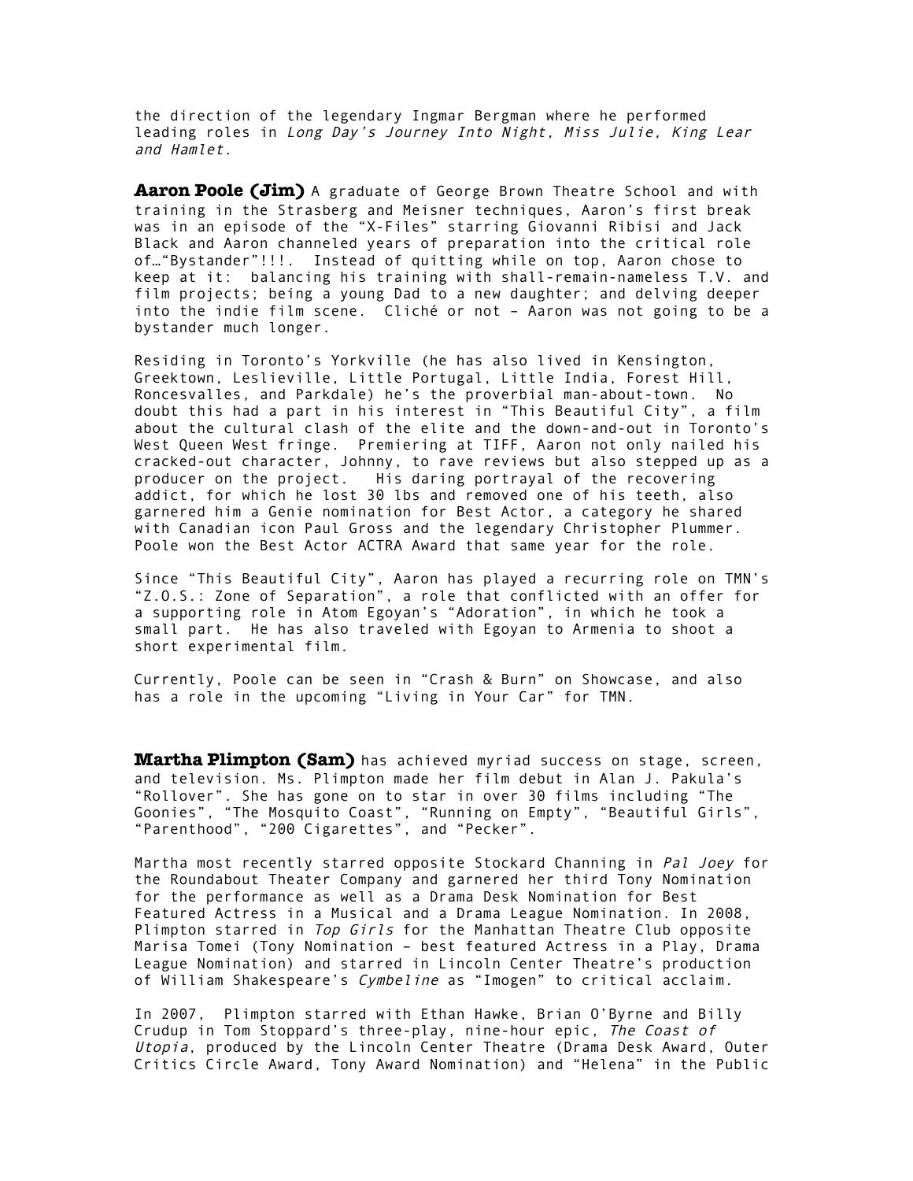the direction of the legendary Ingmar Bergman where he performed leading roles in *Long Day's Journey Into Night, Miss Julie, King Lear and Hamlet.*

**Aaron Poole (Jim)** A graduate of George Brown Theatre School and with training in the Strasberg and Meisner techniques, Aaron's first break was in an episode of the "X-Files" starring Giovanni Ribisi and Jack Black and Aaron channeled years of preparation into the critical role of…"Bystander"!!!. Instead of quitting while on top, Aaron chose to keep at it: balancing his training with shall-remain-nameless T.V. and film projects; being a young Dad to a new daughter; and delving deeper into the indie film scene. Cliché or not – Aaron was not going to be a bystander much longer.

Residing in Toronto's Yorkville (he has also lived in Kensington, Greektown, Leslieville, Little Portugal, Little India, Forest Hill, Roncesvalles, and Parkdale) he's the proverbial man-about-town. No doubt this had a part in his interest in "This Beautiful City", a film about the cultural clash of the elite and the down-and-out in Toronto's West Queen West fringe. Premiering at TIFF, Aaron not only nailed his cracked-out character, Johnny, to rave reviews but also stepped up as a producer on the project. His daring portrayal of the recovering addict, for which he lost 30 lbs and removed one of his teeth, also garnered him a Genie nomination for Best Actor, a category he shared with Canadian icon Paul Gross and the legendary Christopher Plummer. Poole won the Best Actor ACTRA Award that same year for the role.

Since "This Beautiful City", Aaron has played a recurring role on TMN's "Z.O.S.: Zone of Separation", a role that conflicted with an offer for a supporting role in Atom Egoyan's "Adoration", in which he took a small part. He has also traveled with Egoyan to Armenia to shoot a short experimental film.

Currently, Poole can be seen in "Crash & Burn" on Showcase, and also has a role in the upcoming "Living in Your Car" for TMN.

**Martha Plimpton (Sam)** has achieved myriad success on stage, screen, and television. Ms. Plimpton made her film debut in Alan J. Pakula's "Rollover". She has gone on to star in over 30 films including "The Goonies", "The Mosquito Coast", "Running on Empty", "Beautiful Girls", "Parenthood", "200 Cigarettes", and "Pecker".

Martha most recently starred opposite Stockard Channing in *Pal Joey* for the Roundabout Theater Company and garnered her third Tony Nomination for the performance as well as a Drama Desk Nomination for Best Featured Actress in a Musical and a Drama League Nomination. In 2008, Plimpton starred in *Top Girls* for the Manhattan Theatre Club opposite Marisa Tomei (Tony Nomination – best featured Actress in a Play, Drama League Nomination) and starred in Lincoln Center Theatre's production of William Shakespeare's *Cymbeline* as "Imogen" to critical acclaim.

In 2007, Plimpton starred with Ethan Hawke, Brian O'Byrne and Billy Crudup in Tom Stoppard's three-play, nine-hour epic, *The Coast of Utopia*, produced by the Lincoln Center Theatre (Drama Desk Award, Outer Critics Circle Award, Tony Award Nomination) and "Helena" in the Public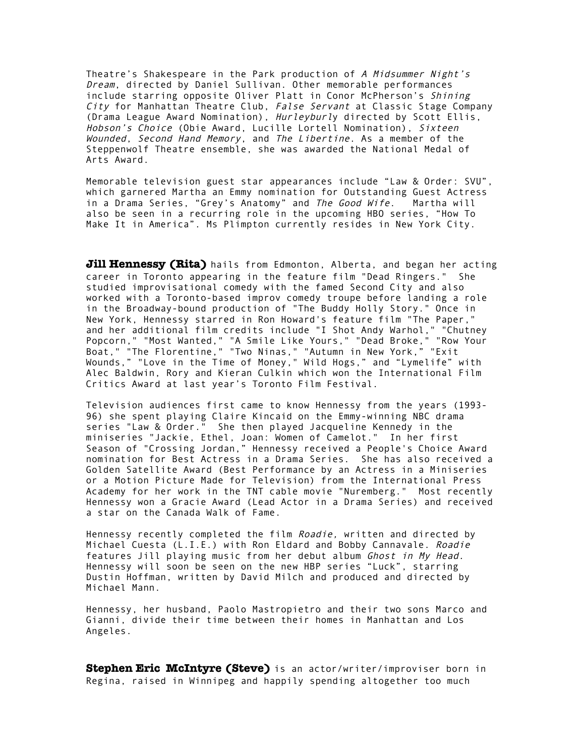Theatre's Shakespeare in the Park production of *A Midsummer Night's Dream*, directed by Daniel Sullivan. Other memorable performances include starring opposite Oliver Platt in Conor McPherson's *Shining City* for Manhattan Theatre Club, *False Servant* at Classic Stage Company (Drama League Award Nomination), *Hurleyburl*y directed by Scott Ellis, *Hobson's Choice* (Obie Award, Lucille Lortell Nomination), *Sixteen Wounded*, *Second Hand Memory*, and *The Libertine*. As a member of the Steppenwolf Theatre ensemble, she was awarded the National Medal of Arts Award.

Memorable television guest star appearances include "Law & Order: SVU", which garnered Martha an Emmy nomination for Outstanding Guest Actress in a Drama Series, "Grey's Anatomy" and *The Good Wife*. Martha will also be seen in a recurring role in the upcoming HBO series, "How To Make It in America". Ms Plimpton currently resides in New York City.

**Jill Hennessy (Rita)** hails from Edmonton, Alberta, and began her acting career in Toronto appearing in the feature film "Dead Ringers." She studied improvisational comedy with the famed Second City and also worked with a Toronto-based improv comedy troupe before landing a role in the Broadway-bound production of "The Buddy Holly Story." Once in New York, Hennessy starred in Ron Howard's feature film "The Paper," and her additional film credits include "I Shot Andy Warhol," "Chutney Popcorn," "Most Wanted," "A Smile Like Yours," "Dead Broke," "Row Your Boat," "The Florentine," "Two Ninas," "Autumn in New York," "Exit Wounds," "Love in the Time of Money," Wild Hogs," and "Lymelife" with Alec Baldwin, Rory and Kieran Culkin which won the International Film Critics Award at last year's Toronto Film Festival.

Television audiences first came to know Hennessy from the years (1993-96) she spent playing Claire Kincaid on the Emmy-winning NBC drama series "Law & Order." She then played Jacqueline Kennedy in the miniseries "Jackie, Ethel, Joan: Women of Camelot." In her first Season of "Crossing Jordan," Hennessy received a People's Choice Award nomination for Best Actress in a Drama Series. She has also received a Golden Satellite Award (Best Performance by an Actress in a Miniseries or a Motion Picture Made for Television) from the International Press Academy for her work in the TNT cable movie "Nuremberg." Most recently Hennessy won a Gracie Award (Lead Actor in a Drama Series) and received a star on the Canada Walk of Fame.

Hennessy recently completed the film *Roadie,* written and directed by Michael Cuesta (L.I.E.) with Ron Eldard and Bobby Cannavale. *Roadie* features Jill playing music from her debut album *Ghost in My Head.* Hennessy will soon be seen on the new HBP series "Luck", starring Dustin Hoffman, written by David Milch and produced and directed by Michael Mann.

Hennessy, her husband, Paolo Mastropietro and their two sons Marco and Gianni, divide their time between their homes in Manhattan and Los Angeles.

**Stephen Eric McIntyre (Steve)** is an actor/writer/improviser born in Regina, raised in Winnipeg and happily spending altogether too much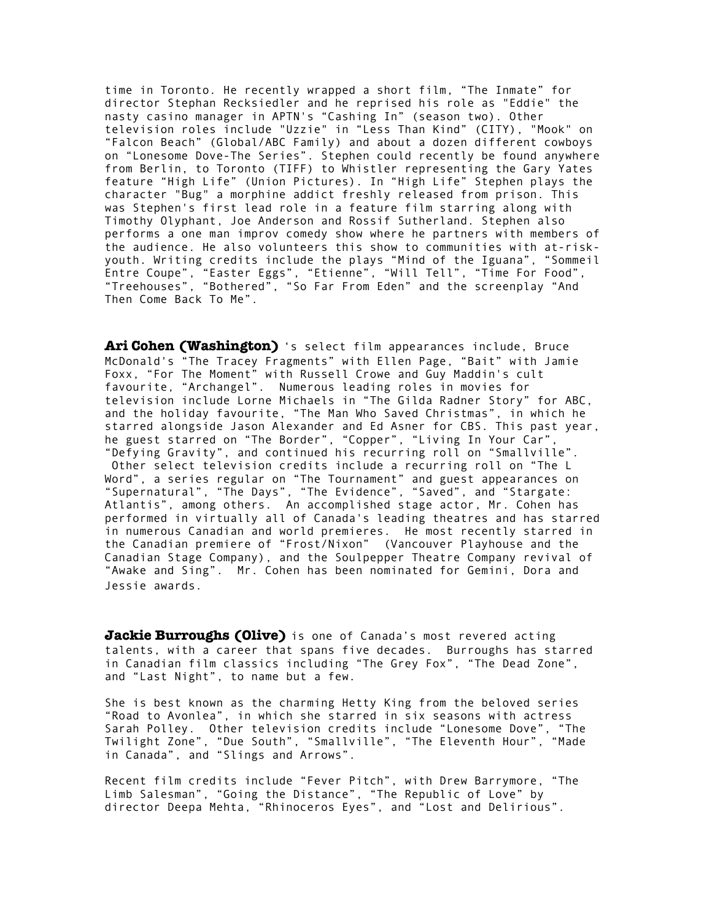time in Toronto. He recently wrapped a short film, “The Inmate” for director Stephan Recksiedler and he reprised his role as "Eddie" the nasty casino manager in APTN's “Cashing In” (season two). Other television roles include "Uzzie" in “Less Than Kind” (CITY), "Mook" on “Falcon Beach” (Global/ABC Family) and about a dozen different cowboys on “Lonesome Dove-The Series”. Stephen could recently be found anywhere from Berlin, to Toronto (TIFF) to Whistler representing the Gary Yates feature “High Life” (Union Pictures). In “High Life” Stephen plays the character "Bug" a morphine addict freshly released from prison. This was Stephen's first lead role in a feature film starring along with Timothy Olyphant, Joe Anderson and Rossif Sutherland. Stephen also performs a one man improv comedy show where he partners with members of the audience. He also volunteers this show to communities with at-risk-youth. Writing credits include the plays “Mind of the Iguana”, “Sommeil Entre Coupe”, “Easter Eggs”, “Etienne”, “Will Tell”, “Time For Food”, “Treehouses”, “Bothered”, “So Far From Eden” and the screenplay “And Then Come Back To Me”.

**Ari Cohen (Washington)** ‘s select film appearances include, Bruce McDonald's “The Tracey Fragments” with Ellen Page, “Bait” with Jamie Foxx, “For The Moment” with Russell Crowe and Guy Maddin's cult favourite, “Archangel”. Numerous leading roles in movies for television include Lorne Michaels in “The Gilda Radner Story” for ABC, and the holiday favourite, “The Man Who Saved Christmas”, in which he starred alongside Jason Alexander and Ed Asner for CBS. This past year, he guest starred on “The Border”, “Copper”, “Living In Your Car”, “Defying Gravity”, and continued his recurring roll on “Smallville”. Other select television credits include a recurring roll on “The L Word”, a series regular on “The Tournament” and guest appearances on “Supernatural”, “The Days”, “The Evidence”, “Saved”, and “Stargate: Atlantis”, among others. An accomplished stage actor, Mr. Cohen has performed in virtually all of Canada's leading theatres and has starred in numerous Canadian and world premieres. He most recently starred in the Canadian premiere of “Frost/Nixon” (Vancouver Playhouse and the Canadian Stage Company), and the Soulpepper Theatre Company revival of “Awake and Sing”. Mr. Cohen has been nominated for Gemini, Dora and Jessie awards.

**Jackie Burroughs (Olive)** is one of Canada’s most revered acting talents, with a career that spans five decades. Burroughs has starred in Canadian film classics including “The Grey Fox”, “The Dead Zone”, and “Last Night”, to name but a few.

She is best known as the charming Hetty King from the beloved series “Road to Avonlea”, in which she starred in six seasons with actress Sarah Polley. Other television credits include “Lonesome Dove”, “The Twilight Zone”, “Due South”, “Smallville”, “The Eleventh Hour”, “Made in Canada”, and “Slings and Arrows”.

Recent film credits include “Fever Pitch”, with Drew Barrymore, “The Limb Salesman”, “Going the Distance”, “The Republic of Love” by director Deepa Mehta, “Rhinoceros Eyes”, and “Lost and Delirious”.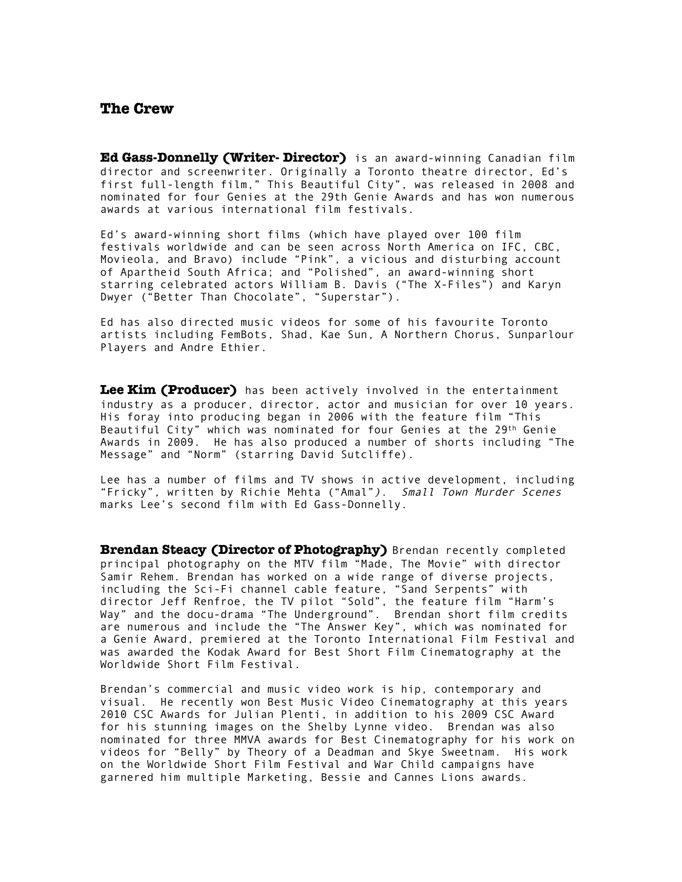## The Crew

**Ed Gass-Donnelly (Writer- Director)** is an award-winning Canadian film director and screenwriter. Originally a Toronto theatre director, Ed's first full-length film," This Beautiful City", was released in 2008 and nominated for four Genies at the 29th Genie Awards and has won numerous awards at various international film festivals.

Ed's award-winning short films (which have played over 100 film festivals worldwide and can be seen across North America on IFC, CBC, Movieola, and Bravo) include "Pink", a vicious and disturbing account of Apartheid South Africa; and "Polished", an award-winning short starring celebrated actors William B. Davis ("The X-Files") and Karyn Dwyer ("Better Than Chocolate", "Superstar").

Ed has also directed music videos for some of his favourite Toronto artists including FemBots, Shad, Kae Sun, A Northern Chorus, Sunparlour Players and Andre Ethier.

**Lee Kim (Producer)** has been actively involved in the entertainment industry as a producer, director, actor and musician for over 10 years. His foray into producing began in 2006 with the feature film "This Beautiful City" which was nominated for four Genies at the 29th Genie Awards in 2009. He has also produced a number of shorts including "The Message" and "Norm" (starring David Sutcliffe).

Lee has a number of films and TV shows in active development, including "Fricky", written by Richie Mehta ("Amal"). *Small Town Murder Scenes* marks Lee's second film with Ed Gass-Donnelly.

**Brendan Steacy (Director of Photography)** Brendan recently completed principal photography on the MTV film "Made, The Movie" with director Samir Rehem. Brendan has worked on a wide range of diverse projects, including the Sci-Fi channel cable feature, "Sand Serpents" with director Jeff Renfroe, the TV pilot "Sold", the feature film "Harm's Way" and the docu-drama "The Underground". Brendan short film credits are numerous and include the "The Answer Key", which was nominated for a Genie Award, premiered at the Toronto International Film Festival and was awarded the Kodak Award for Best Short Film Cinematography at the Worldwide Short Film Festival.

Brendan's commercial and music video work is hip, contemporary and visual. He recently won Best Music Video Cinematography at this years 2010 CSC Awards for Julian Plenti, in addition to his 2009 CSC Award for his stunning images on the Shelby Lynne video. Brendan was also nominated for three MMVA awards for Best Cinematography for his work on videos for "Belly" by Theory of a Deadman and Skye Sweetnam. His work on the Worldwide Short Film Festival and War Child campaigns have garnered him multiple Marketing, Bessie and Cannes Lions awards.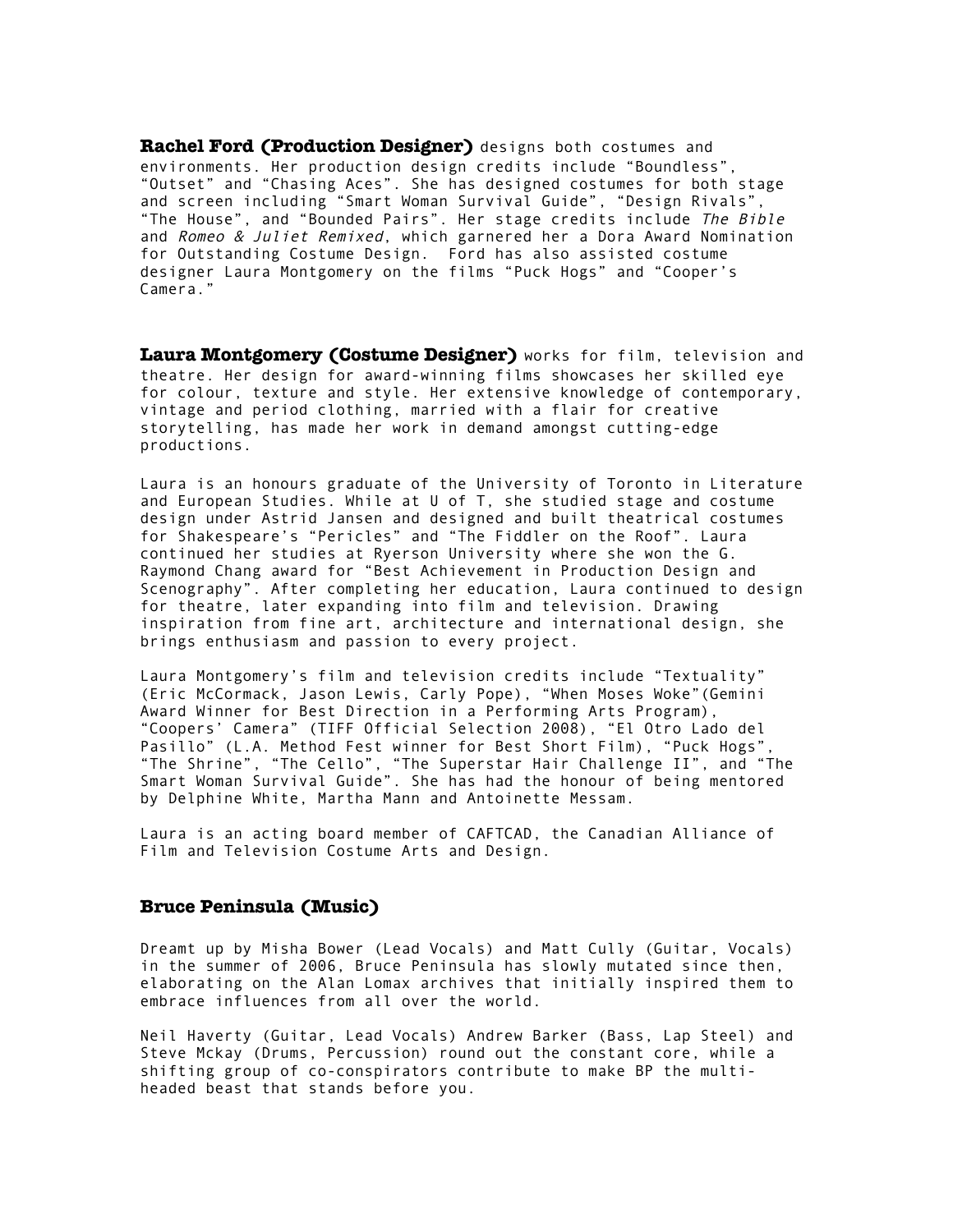**Rachel Ford (Production Designer)** designs both costumes and environments. Her production design credits include “Boundless”, “Outset” and “Chasing Aces”. She has designed costumes for both stage and screen including “Smart Woman Survival Guide”, “Design Rivals”, “The House”, and “Bounded Pairs”. Her stage credits include *The Bible* and *Romeo & Juliet Remixed*, which garnered her a Dora Award Nomination for Outstanding Costume Design. Ford has also assisted costume designer Laura Montgomery on the films “Puck Hogs” and “Cooper’s Camera.”

**Laura Montgomery (Costume Designer)** works for film, television and theatre. Her design for award-winning films showcases her skilled eye for colour, texture and style. Her extensive knowledge of contemporary, vintage and period clothing, married with a flair for creative storytelling, has made her work in demand amongst cutting-edge productions.

Laura is an honours graduate of the University of Toronto in Literature and European Studies. While at U of T, she studied stage and costume design under Astrid Jansen and designed and built theatrical costumes for Shakespeare’s “Pericles” and “The Fiddler on the Roof”. Laura continued her studies at Ryerson University where she won the G. Raymond Chang award for “Best Achievement in Production Design and Scenography”. After completing her education, Laura continued to design for theatre, later expanding into film and television. Drawing inspiration from fine art, architecture and international design, she brings enthusiasm and passion to every project.

Laura Montgomery’s film and television credits include “Textuality” (Eric McCormack, Jason Lewis, Carly Pope), “When Moses Woke”(Gemini Award Winner for Best Direction in a Performing Arts Program), “Coopers’ Camera” (TIFF Official Selection 2008), “El Otro Lado del Pasillo” (L.A. Method Fest winner for Best Short Film), “Puck Hogs”, “The Shrine”, “The Cello”, “The Superstar Hair Challenge II”, and “The Smart Woman Survival Guide”. She has had the honour of being mentored by Delphine White, Martha Mann and Antoinette Messam.

Laura is an acting board member of CAFTCAD, the Canadian Alliance of Film and Television Costume Arts and Design.

**Bruce Peninsula (Music)**

Dreamt up by Misha Bower (Lead Vocals) and Matt Cully (Guitar, Vocals) in the summer of 2006, Bruce Peninsula has slowly mutated since then, elaborating on the Alan Lomax archives that initially inspired them to embrace influences from all over the world.

Neil Haverty (Guitar, Lead Vocals) Andrew Barker (Bass, Lap Steel) and Steve Mckay (Drums, Percussion) round out the constant core, while a shifting group of co-conspirators contribute to make BP the multi-headed beast that stands before you.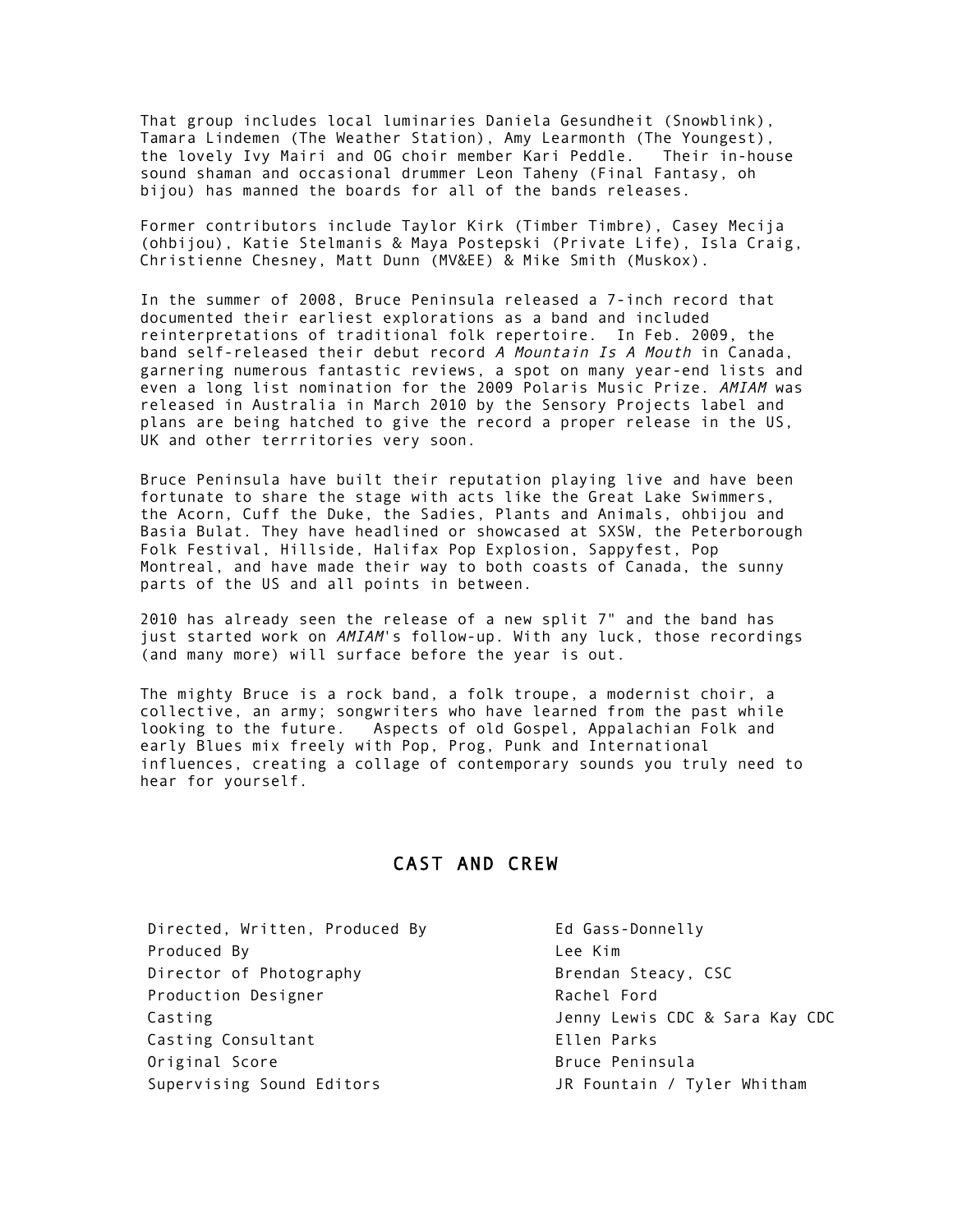That group includes local luminaries Daniela Gesundheit (Snowblink), Tamara Lindemen (The Weather Station), Amy Learmonth (The Youngest), the lovely Ivy Mairi and OG choir member Kari Peddle. Their in-house sound shaman and occasional drummer Leon Taheny (Final Fantasy, oh bijou) has manned the boards for all of the bands releases.

Former contributors include Taylor Kirk (Timber Timbre), Casey Mecija (ohbijou), Katie Stelmanis & Maya Postepski (Private Life), Isla Craig, Christienne Chesney, Matt Dunn (MV&EE) & Mike Smith (Muskox).

In the summer of 2008, Bruce Peninsula released a 7-inch record that documented their earliest explorations as a band and included reinterpretations of traditional folk repertoire. In Feb. 2009, the band self-released their debut record *A Mountain Is A Mouth* in Canada, garnering numerous fantastic reviews, a spot on many year-end lists and even a long list nomination for the 2009 Polaris Music Prize. *AMIAM* was released in Australia in March 2010 by the Sensory Projects label and plans are being hatched to give the record a proper release in the US, UK and other terrritories very soon.

Bruce Peninsula have built their reputation playing live and have been fortunate to share the stage with acts like the Great Lake Swimmers, the Acorn, Cuff the Duke, the Sadies, Plants and Animals, ohbijou and Basia Bulat. They have headlined or showcased at SXSW, the Peterborough Folk Festival, Hillside, Halifax Pop Explosion, Sappyfest, Pop Montreal, and have made their way to both coasts of Canada, the sunny parts of the US and all points in between.

2010 has already seen the release of a new split 7" and the band has just started work on *AMIAM*'s follow-up. With any luck, those recordings (and many more) will surface before the year is out.

The mighty Bruce is a rock band, a folk troupe, a modernist choir, a collective, an army; songwriters who have learned from the past while looking to the future. Aspects of old Gospel, Appalachian Folk and early Blues mix freely with Pop, Prog, Punk and International influences, creating a collage of contemporary sounds you truly need to hear for yourself.

## CAST AND CREW

| | |
|---|---|
| Directed, Written, Produced By | Ed Gass-Donnelly |
| Produced By | Lee Kim |
| Director of Photography | Brendan Steacy, CSC |
| Production Designer | Rachel Ford |
| Casting | Jenny Lewis CDC & Sara Kay CDC |
| Casting Consultant | Ellen Parks |
| Original Score | Bruce Peninsula |
| Supervising Sound Editors | JR Fountain / Tyler Whitham |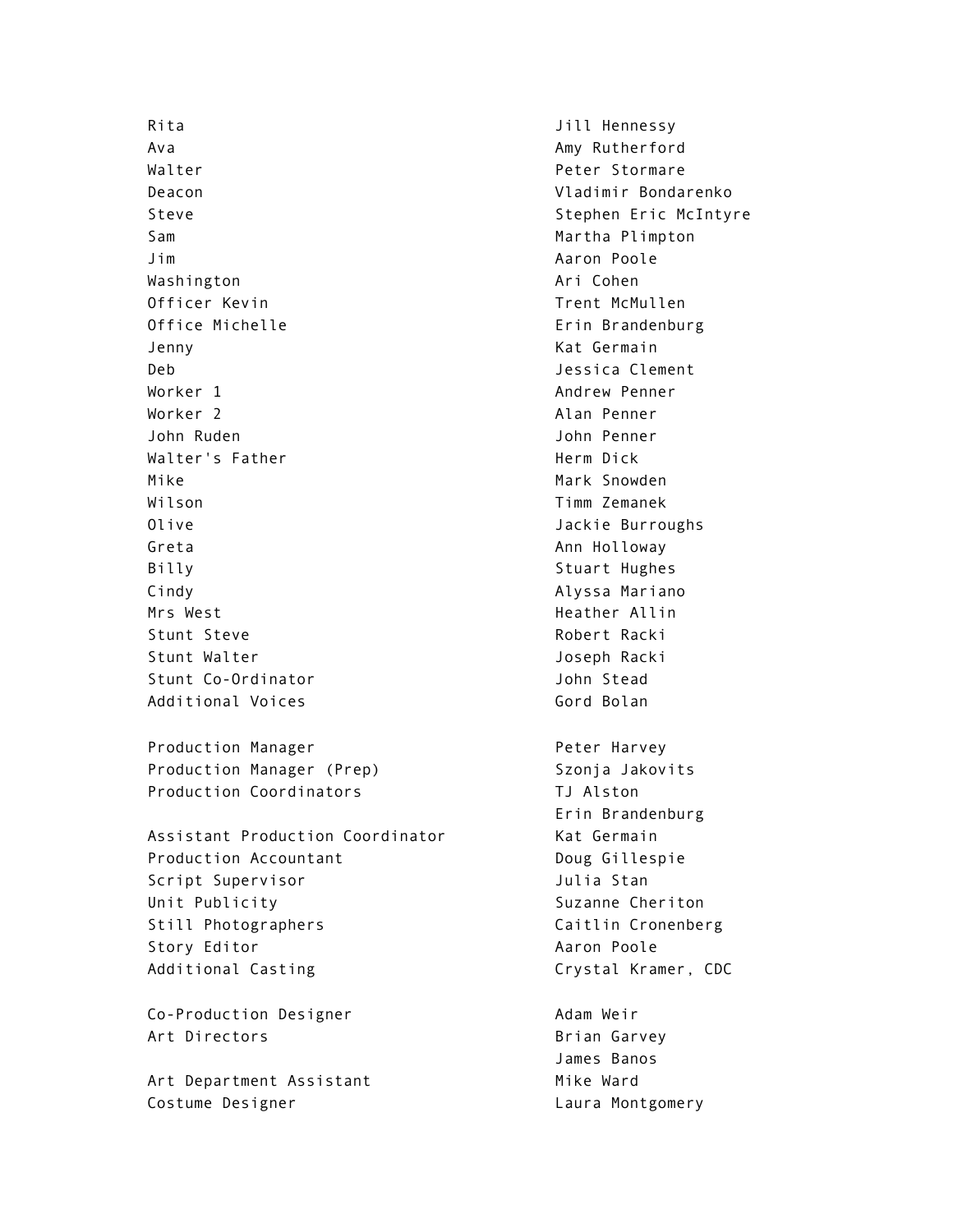| | |
|---|---|
| Rita | Jill Hennessy |
| Ava | Amy Rutherford |
| Walter | Peter Stormare |
| Deacon | Vladimir Bondarenko |
| Steve | Stephen Eric McIntyre |
| Sam | Martha Plimpton |
| Jim | Aaron Poole |
| Washington | Ari Cohen |
| Officer Kevin | Trent McMullen |
| Office Michelle | Erin Brandenburg |
| Jenny | Kat Germain |
| Deb | Jessica Clement |
| Worker 1 | Andrew Penner |
| Worker 2 | Alan Penner |
| John Ruden | John Penner |
| Walter's Father | Herm Dick |
| Mike | Mark Snowden |
| Wilson | Timm Zemanek |
| Olive | Jackie Burroughs |
| Greta | Ann Holloway |
| Billy | Stuart Hughes |
| Cindy | Alyssa Mariano |
| Mrs West | Heather Allin |
| Stunt Steve | Robert Racki |
| Stunt Walter | Joseph Racki |
| Stunt Co-Ordinator | John Stead |
| Additional Voices | Gord Bolan |

| | |
|---|---|
| Production Manager | Peter Harvey |
| Production Manager (Prep) | Szonja Jakovits |
| Production Coordinators | TJ Alston |
| | Erin Brandenburg |

| | |
|---|---|
| Assistant Production Coordinator | Kat Germain |
| Production Accountant | Doug Gillespie |
| Script Supervisor | Julia Stan |
| Unit Publicity | Suzanne Cheriton |
| Still Photographers | Caitlin Cronenberg |
| Story Editor | Aaron Poole |
| Additional Casting | Crystal Kramer, CDC |

| | |
|---|---|
| Co-Production Designer | Adam Weir |
| Art Directors | Brian Garvey |
| | James Banos |

| | |
|---|---|
| Art Department Assistant | Mike Ward |
| Costume Designer | Laura Montgomery |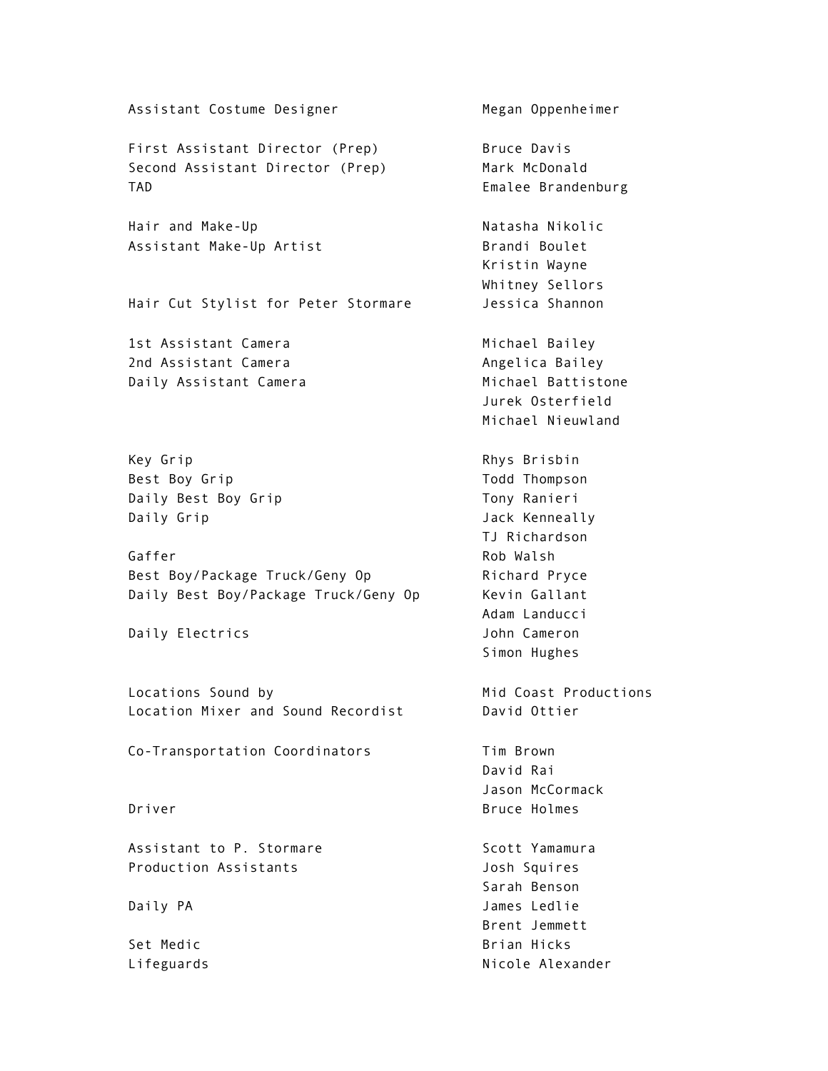| | |
|---|---|
| Assistant Costume Designer | Megan Oppenheimer |
| | |
| First Assistant Director (Prep) | Bruce Davis |
| Second Assistant Director (Prep) | Mark McDonald |
| TAD | Emalee Brandenburg |
| | |
| Hair and Make-Up | Natasha Nikolic |
| Assistant Make-Up Artist | Brandi Boulet |
| | Kristin Wayne |
| | Whitney Sellors |
| Hair Cut Stylist for Peter Stormare | Jessica Shannon |
| | |
| 1st Assistant Camera | Michael Bailey |
| 2nd Assistant Camera | Angelica Bailey |
| Daily Assistant Camera | Michael Battistone |
| | Jurek Osterfield |
| | Michael Nieuwland |
| | |
| Key Grip | Rhys Brisbin |
| Best Boy Grip | Todd Thompson |
| Daily Best Boy Grip | Tony Ranieri |
| Daily Grip | Jack Kenneally |
| | TJ Richardson |
| Gaffer | Rob Walsh |
| Best Boy/Package Truck/Geny Op | Richard Pryce |
| Daily Best Boy/Package Truck/Geny Op | Kevin Gallant |
| | Adam Landucci |
| Daily Electrics | John Cameron |
| | Simon Hughes |
| | |
| Locations Sound by | Mid Coast Productions |
| Location Mixer and Sound Recordist | David Ottier |
| | |
| Co-Transportation Coordinators | Tim Brown |
| | David Rai |
| | Jason McCormack |
| Driver | Bruce Holmes |
| | |
| Assistant to P. Stormare | Scott Yamamura |
| Production Assistants | Josh Squires |
| | Sarah Benson |
| Daily PA | James Ledlie |
| | Brent Jemmett |
| Set Medic | Brian Hicks |
| Lifeguards | Nicole Alexander |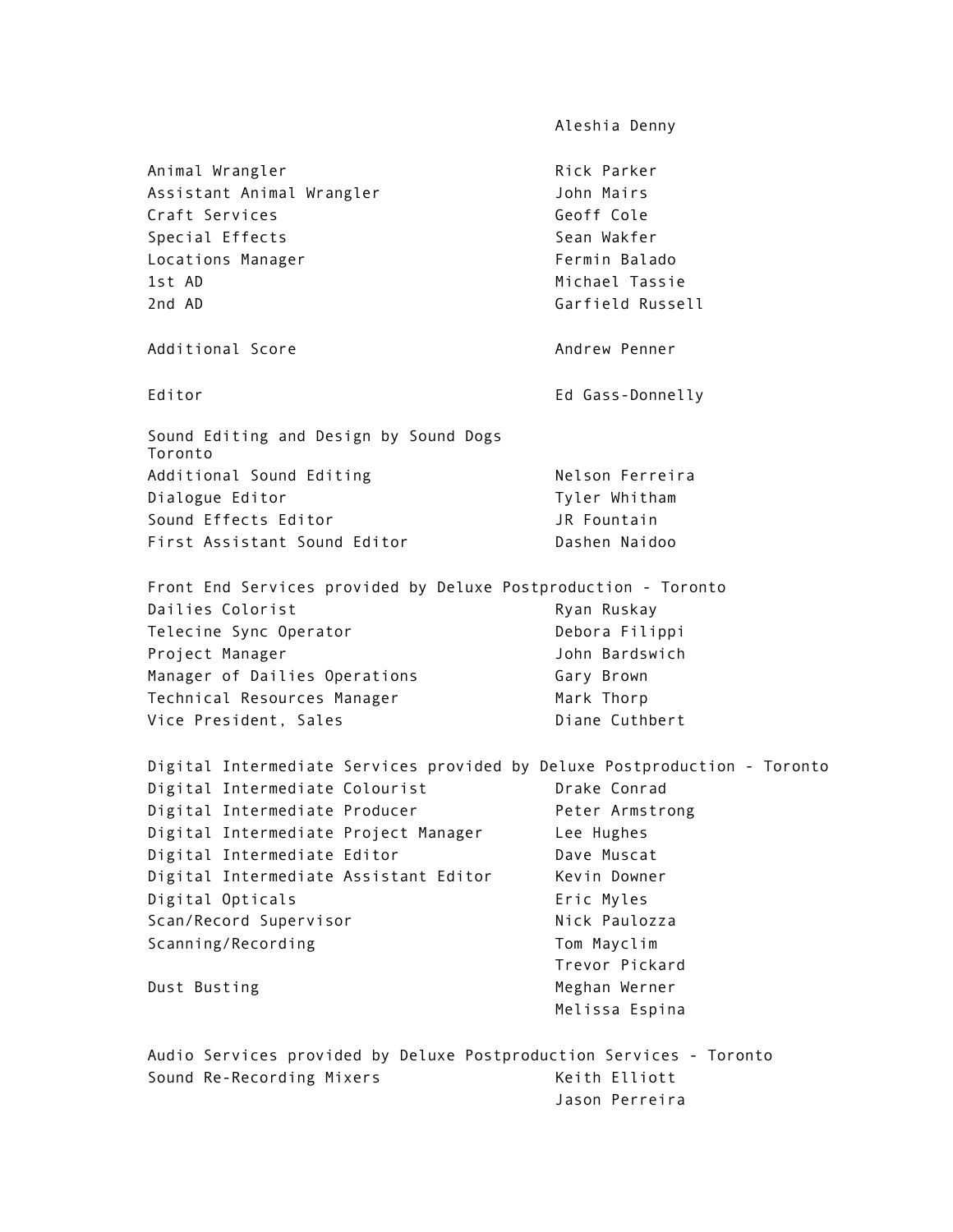| | |
|---|---|
| | Aleshia Denny |
| Animal Wrangler | Rick Parker |
| Assistant Animal Wrangler | John Mairs |
| Craft Services | Geoff Cole |
| Special Effects | Sean Wakfer |
| Locations Manager | Fermin Balado |
| 1st AD | Michael Tassie |
| 2nd AD | Garfield Russell |
| Additional Score | Andrew Penner |
| Editor | Ed Gass-Donnelly |

Sound Editing and Design by Sound Dogs Toronto

| | |
|---|---|
| Additional Sound Editing | Nelson Ferreira |
| Dialogue Editor | Tyler Whitham |
| Sound Effects Editor | JR Fountain |
| First Assistant Sound Editor | Dashen Naidoo |

Front End Services provided by Deluxe Postproduction - Toronto

| | |
|---|---|
| Dailies Colorist | Ryan Ruskay |
| Telecine Sync Operator | Debora Filippi |
| Project Manager | John Bardswich |
| Manager of Dailies Operations | Gary Brown |
| Technical Resources Manager | Mark Thorp |
| Vice President, Sales | Diane Cuthbert |

Digital Intermediate Services provided by Deluxe Postproduction - Toronto

| | |
|---|---|
| Digital Intermediate Colourist | Drake Conrad |
| Digital Intermediate Producer | Peter Armstrong |
| Digital Intermediate Project Manager | Lee Hughes |
| Digital Intermediate Editor | Dave Muscat |
| Digital Intermediate Assistant Editor | Kevin Downer |
| Digital Opticals | Eric Myles |
| Scan/Record Supervisor | Nick Paulozza |
| Scanning/Recording | Tom Mayclim |
| | Trevor Pickard |
| Dust Busting | Meghan Werner |
| | Melissa Espina |

Audio Services provided by Deluxe Postproduction Services - Toronto

| | |
|---|---|
| Sound Re-Recording Mixers | Keith Elliott |
| | Jason Perreira |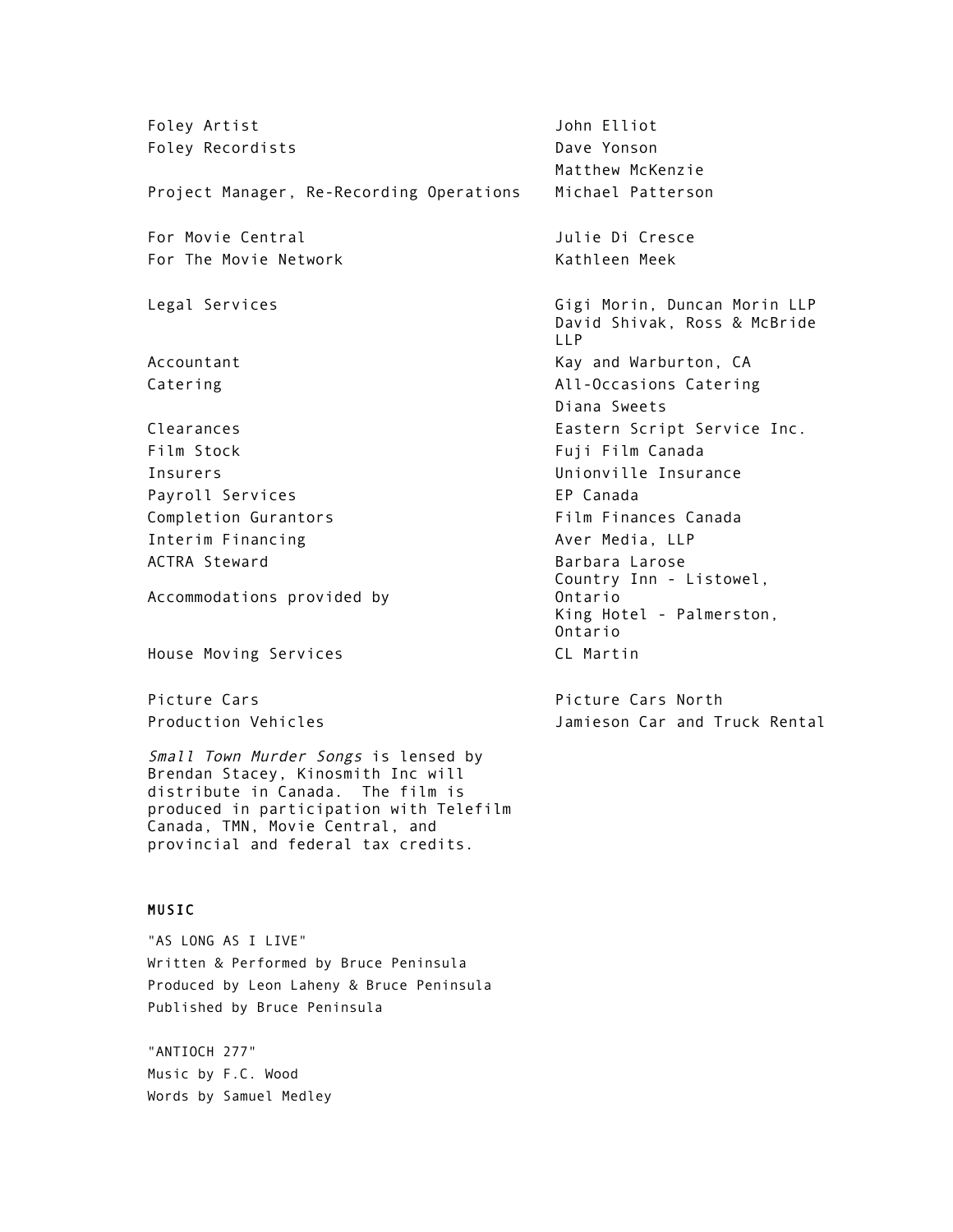| | |
|---|---|
| Foley Artist | John Elliot |
| Foley Recordists | Dave Yonson<br>Matthew McKenzie |
| Project Manager, Re-Recording Operations | Michael Patterson |
| For Movie Central | Julie Di Cresce |
| For The Movie Network | Kathleen Meek |
| Legal Services | Gigi Morin, Duncan Morin LLP<br>David Shivak, Ross & McBride LLP |
| Accountant | Kay and Warburton, CA |
| Catering | All-Occasions Catering<br>Diana Sweets |
| Clearances | Eastern Script Service Inc. |
| Film Stock | Fuji Film Canada |
| Insurers | Unionville Insurance |
| Payroll Services | EP Canada |
| Completion Gurantors | Film Finances Canada |
| Interim Financing | Aver Media, LLP |
| ACTRA Steward | Barbara Larose |
| Accommodations provided by | Country Inn - Listowel, Ontario<br>King Hotel - Palmerston, Ontario |
| House Moving Services | CL Martin |
| Picture Cars | Picture Cars North |
| Production Vehicles | Jamieson Car and Truck Rental |

*Small Town Murder Songs* is lensed by Brendan Stacey, Kinosmith Inc will distribute in Canada. The film is produced in participation with Telefilm Canada, TMN, Movie Central, and provincial and federal tax credits.

**MUSIC**

"AS LONG AS I LIVE"
Written & Performed by Bruce Peninsula
Produced by Leon Laheny & Bruce Peninsula
Published by Bruce Peninsula

"ANTIOCH 277"
Music by F.C. Wood
Words by Samuel Medley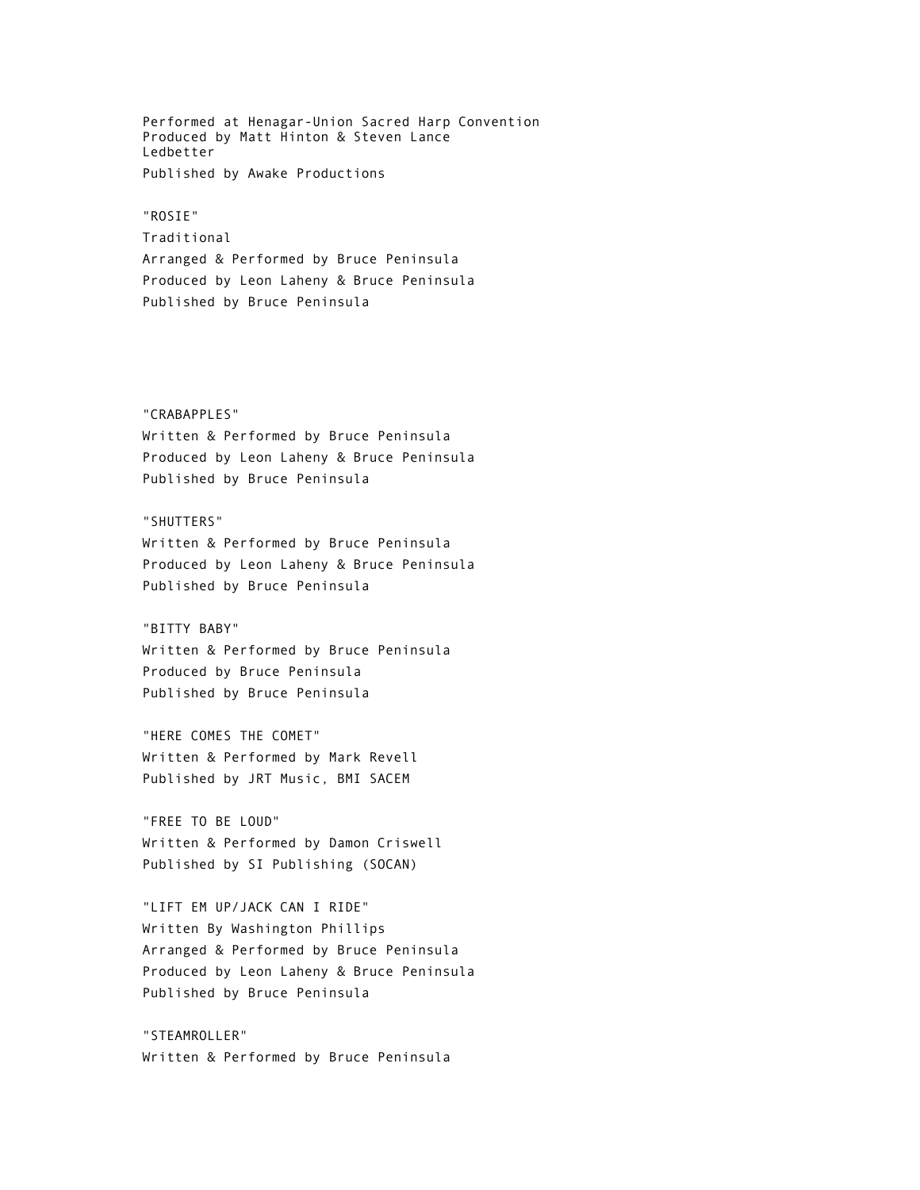Performed at Henagar-Union Sacred Harp Convention
Produced by Matt Hinton & Steven Lance Ledbetter
Published by Awake Productions

"ROSIE"
Traditional
Arranged & Performed by Bruce Peninsula
Produced by Leon Laheny & Bruce Peninsula
Published by Bruce Peninsula

"CRABAPPLES"
Written & Performed by Bruce Peninsula
Produced by Leon Laheny & Bruce Peninsula
Published by Bruce Peninsula

"SHUTTERS"
Written & Performed by Bruce Peninsula
Produced by Leon Laheny & Bruce Peninsula
Published by Bruce Peninsula

"BITTY BABY"
Written & Performed by Bruce Peninsula
Produced by Bruce Peninsula
Published by Bruce Peninsula

"HERE COMES THE COMET"
Written & Performed by Mark Revell
Published by JRT Music, BMI SACEM

"FREE TO BE LOUD"
Written & Performed by Damon Criswell
Published by SI Publishing (SOCAN)

"LIFT EM UP/JACK CAN I RIDE"
Written By Washington Phillips
Arranged & Performed by Bruce Peninsula
Produced by Leon Laheny & Bruce Peninsula
Published by Bruce Peninsula

"STEAMROLLER"
Written & Performed by Bruce Peninsula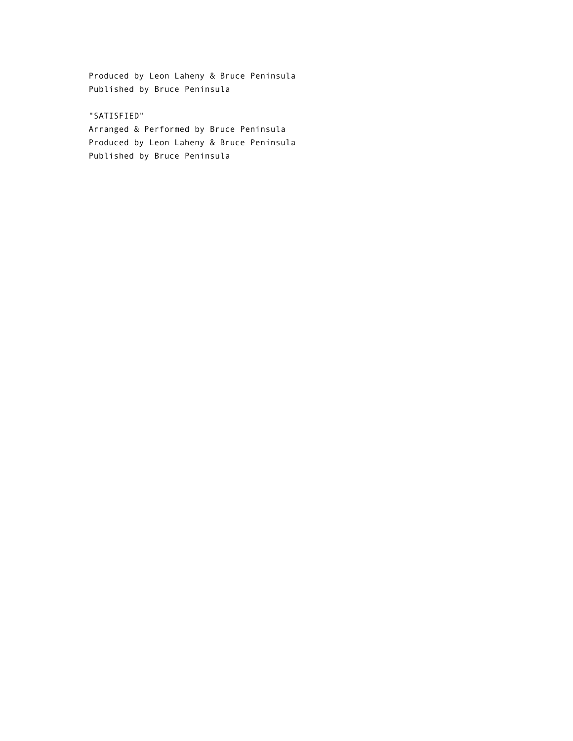Produced by Leon Laheny & Bruce Peninsula
Published by Bruce Peninsula

"SATISFIED"
Arranged & Performed by Bruce Peninsula
Produced by Leon Laheny & Bruce Peninsula
Published by Bruce Peninsula